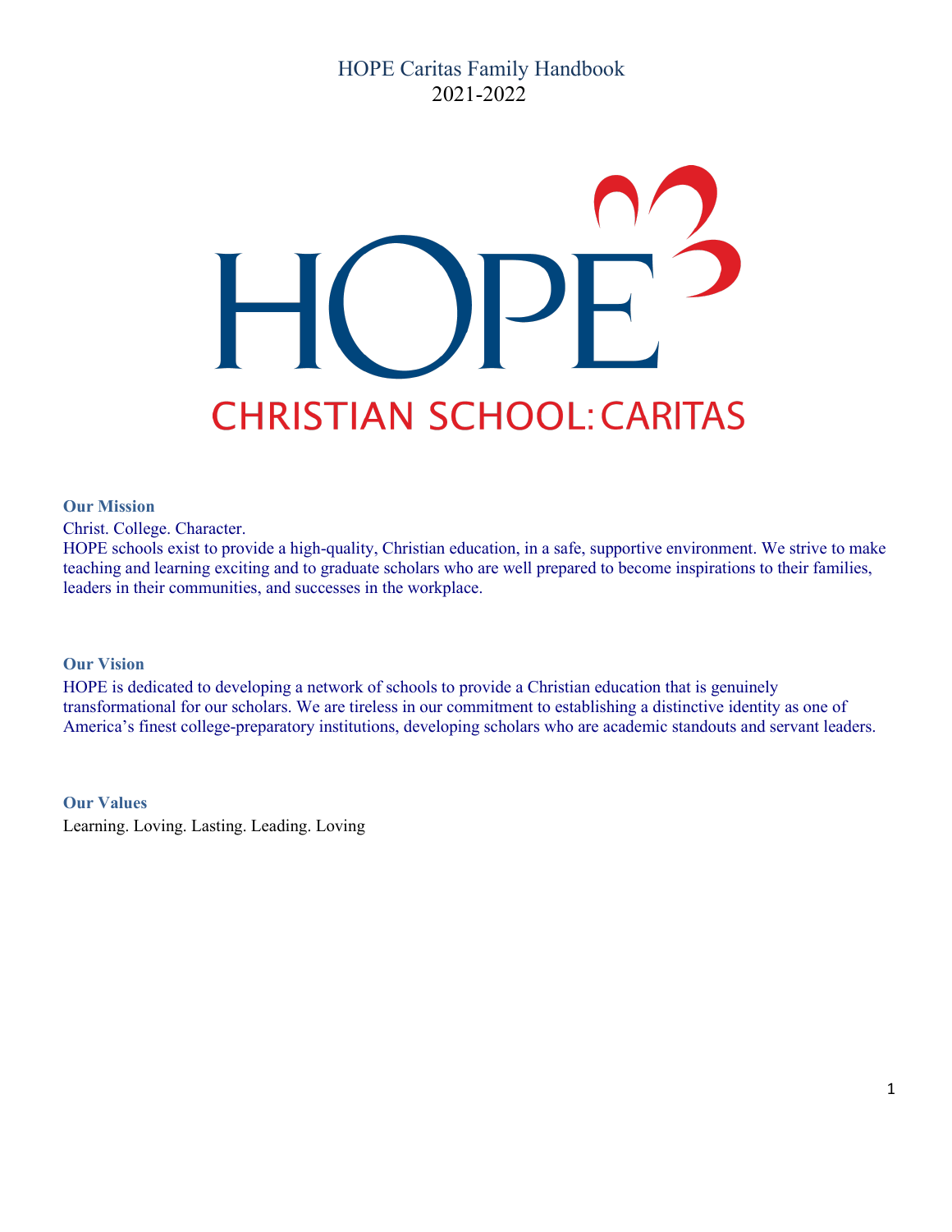# HOPE Caritas Family Handbook
2021-2022

HOPE

CHRISTIAN SCHOOL: CARITAS

### Our Mission

Christ. College. Character.

HOPE schools exist to provide a high-quality, Christian education, in a safe, supportive environment. We strive to make teaching and learning exciting and to graduate scholars who are well prepared to become inspirations to their families, leaders in their communities, and successes in the workplace.

### Our Vision

HOPE is dedicated to developing a network of schools to provide a Christian education that is genuinely transformational for our scholars. We are tireless in our commitment to establishing a distinctive identity as one of America's finest college-preparatory institutions, developing scholars who are academic standouts and servant leaders.

### Our Values

Learning. Loving. Lasting. Leading. Loving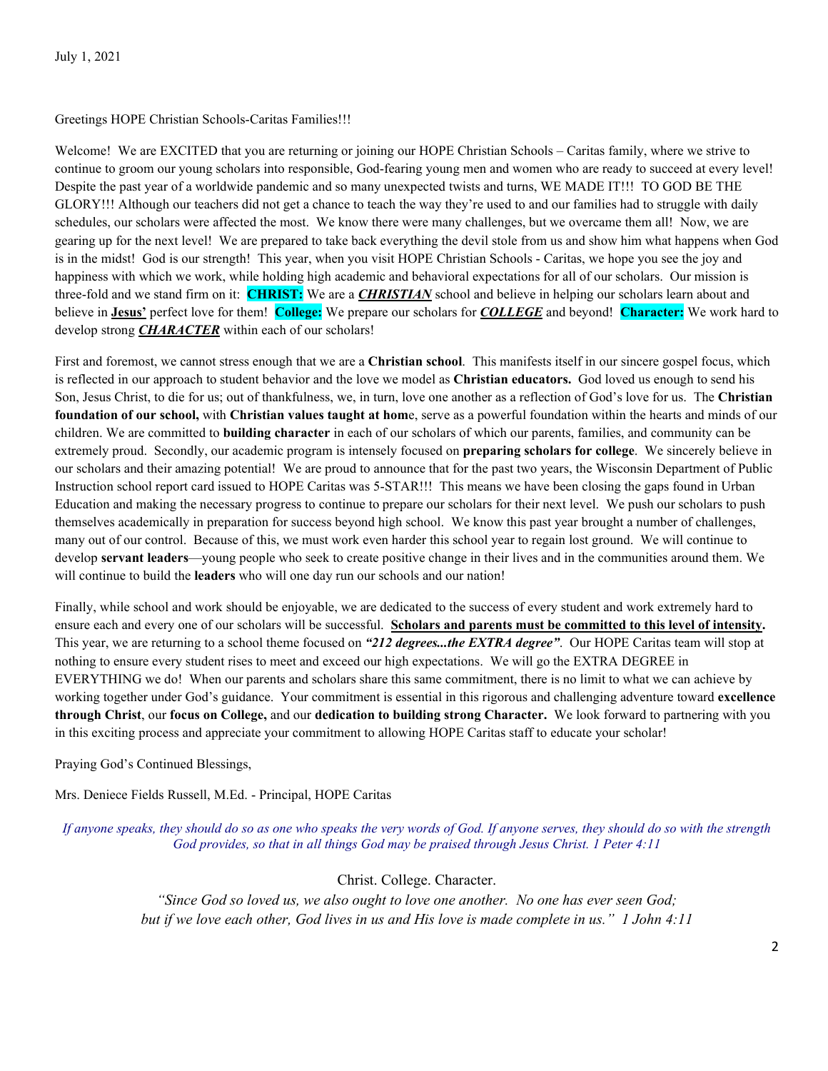July 1, 2021

Greetings HOPE Christian Schools-Caritas Families!!!

Welcome! We are EXCITED that you are returning or joining our HOPE Christian Schools – Caritas family, where we strive to continue to groom our young scholars into responsible, God-fearing young men and women who are ready to succeed at every level! Despite the past year of a worldwide pandemic and so many unexpected twists and turns, WE MADE IT!!! TO GOD BE THE GLORY!!! Although our teachers did not get a chance to teach the way they're used to and our families had to struggle with daily schedules, our scholars were affected the most. We know there were many challenges, but we overcame them all! Now, we are gearing up for the next level! We are prepared to take back everything the devil stole from us and show him what happens when God is in the midst! God is our strength! This year, when you visit HOPE Christian Schools - Caritas, we hope you see the joy and happiness with which we work, while holding high academic and behavioral expectations for all of our scholars. Our mission is three-fold and we stand firm on it: **CHRIST:** We are a ***CHRISTIAN*** school and believe in helping our scholars learn about and believe in **Jesus'** perfect love for them! **College:** We prepare our scholars for ***COLLEGE*** and beyond! **Character:** We work hard to develop strong ***CHARACTER*** within each of our scholars!

First and foremost, we cannot stress enough that we are a **Christian school**. This manifests itself in our sincere gospel focus, which is reflected in our approach to student behavior and the love we model as **Christian educators.** God loved us enough to send his Son, Jesus Christ, to die for us; out of thankfulness, we, in turn, love one another as a reflection of God's love for us. The **Christian foundation of our school,** with **Christian values taught at home**, serve as a powerful foundation within the hearts and minds of our children. We are committed to **building character** in each of our scholars of which our parents, families, and community can be extremely proud. Secondly, our academic program is intensely focused on **preparing scholars for college**. We sincerely believe in our scholars and their amazing potential! We are proud to announce that for the past two years, the Wisconsin Department of Public Instruction school report card issued to HOPE Caritas was 5-STAR!!! This means we have been closing the gaps found in Urban Education and making the necessary progress to continue to prepare our scholars for their next level. We push our scholars to push themselves academically in preparation for success beyond high school. We know this past year brought a number of challenges, many out of our control. Because of this, we must work even harder this school year to regain lost ground. We will continue to develop **servant leaders**—young people who seek to create positive change in their lives and in the communities around them. We will continue to build the **leaders** who will one day run our schools and our nation!

Finally, while school and work should be enjoyable, we are dedicated to the success of every student and work extremely hard to ensure each and every one of our scholars will be successful. **Scholars and parents must be committed to this level of intensity.** This year, we are returning to a school theme focused on ***"212 degrees...the EXTRA degree"***. Our HOPE Caritas team will stop at nothing to ensure every student rises to meet and exceed our high expectations. We will go the EXTRA DEGREE in EVERYTHING we do! When our parents and scholars share this same commitment, there is no limit to what we can achieve by working together under God's guidance. Your commitment is essential in this rigorous and challenging adventure toward **excellence through Christ**, our **focus on College,** and our **dedication to building strong Character.** We look forward to partnering with you in this exciting process and appreciate your commitment to allowing HOPE Caritas staff to educate your scholar!

Praying God's Continued Blessings,

Mrs. Deniece Fields Russell, M.Ed. - Principal, HOPE Caritas

*If anyone speaks, they should do so as one who speaks the very words of God. If anyone serves, they should do so with the strength God provides, so that in all things God may be praised through Jesus Christ. 1 Peter 4:11*

Christ. College. Character.

*"Since God so loved us, we also ought to love one another. No one has ever seen God; but if we love each other, God lives in us and His love is made complete in us." 1 John 4:11*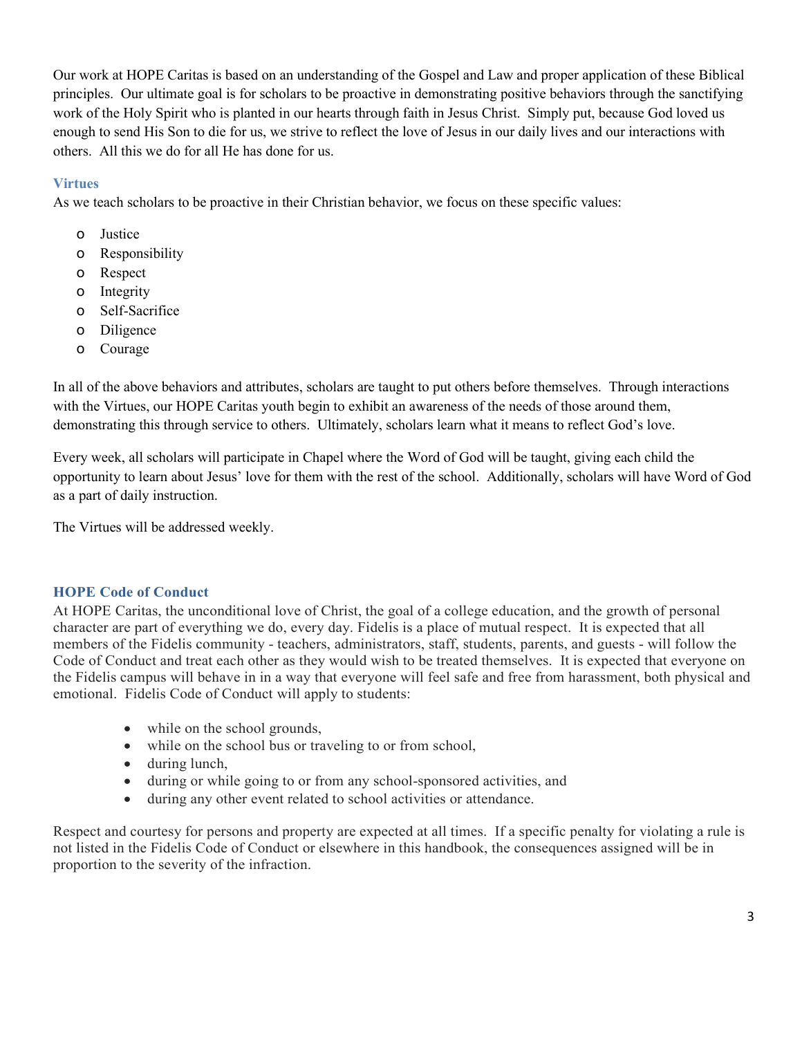Our work at HOPE Caritas is based on an understanding of the Gospel and Law and proper application of these Biblical principles. Our ultimate goal is for scholars to be proactive in demonstrating positive behaviors through the sanctifying work of the Holy Spirit who is planted in our hearts through faith in Jesus Christ. Simply put, because God loved us enough to send His Son to die for us, we strive to reflect the love of Jesus in our daily lives and our interactions with others. All this we do for all He has done for us.

### Virtues

As we teach scholars to be proactive in their Christian behavior, we focus on these specific values:

- Justice
- Responsibility
- Respect
- Integrity
- Self-Sacrifice
- Diligence
- Courage

In all of the above behaviors and attributes, scholars are taught to put others before themselves. Through interactions with the Virtues, our HOPE Caritas youth begin to exhibit an awareness of the needs of those around them, demonstrating this through service to others. Ultimately, scholars learn what it means to reflect God's love.

Every week, all scholars will participate in Chapel where the Word of God will be taught, giving each child the opportunity to learn about Jesus' love for them with the rest of the school. Additionally, scholars will have Word of God as a part of daily instruction.

The Virtues will be addressed weekly.

### HOPE Code of Conduct

At HOPE Caritas, the unconditional love of Christ, the goal of a college education, and the growth of personal character are part of everything we do, every day. Fidelis is a place of mutual respect. It is expected that all members of the Fidelis community - teachers, administrators, staff, students, parents, and guests - will follow the Code of Conduct and treat each other as they would wish to be treated themselves. It is expected that everyone on the Fidelis campus will behave in in a way that everyone will feel safe and free from harassment, both physical and emotional. Fidelis Code of Conduct will apply to students:

- while on the school grounds,
- while on the school bus or traveling to or from school,
- during lunch,
- during or while going to or from any school-sponsored activities, and
- during any other event related to school activities or attendance.

Respect and courtesy for persons and property are expected at all times. If a specific penalty for violating a rule is not listed in the Fidelis Code of Conduct or elsewhere in this handbook, the consequences assigned will be in proportion to the severity of the infraction.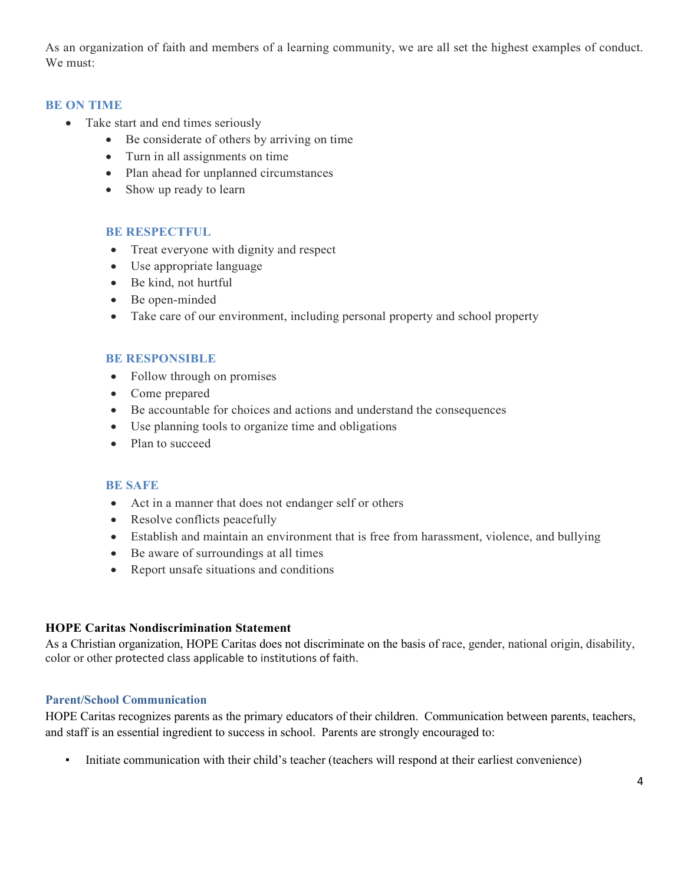As an organization of faith and members of a learning community, we are all set the highest examples of conduct. We must:

### BE ON TIME

- Take start and end times seriously
  - Be considerate of others by arriving on time
  - Turn in all assignments on time
  - Plan ahead for unplanned circumstances
  - Show up ready to learn

### BE RESPECTFUL

- Treat everyone with dignity and respect
- Use appropriate language
- Be kind, not hurtful
- Be open-minded
- Take care of our environment, including personal property and school property

### BE RESPONSIBLE

- Follow through on promises
- Come prepared
- Be accountable for choices and actions and understand the consequences
- Use planning tools to organize time and obligations
- Plan to succeed

### BE SAFE

- Act in a manner that does not endanger self or others
- Resolve conflicts peacefully
- Establish and maintain an environment that is free from harassment, violence, and bullying
- Be aware of surroundings at all times
- Report unsafe situations and conditions

**HOPE Caritas Nondiscrimination Statement**

As a Christian organization, HOPE Caritas does not discriminate on the basis of race, gender, national origin, disability, color or other protected class applicable to institutions of faith.

## Parent/School Communication

HOPE Caritas recognizes parents as the primary educators of their children. Communication between parents, teachers, and staff is an essential ingredient to success in school. Parents are strongly encouraged to:

- Initiate communication with their child's teacher (teachers will respond at their earliest convenience)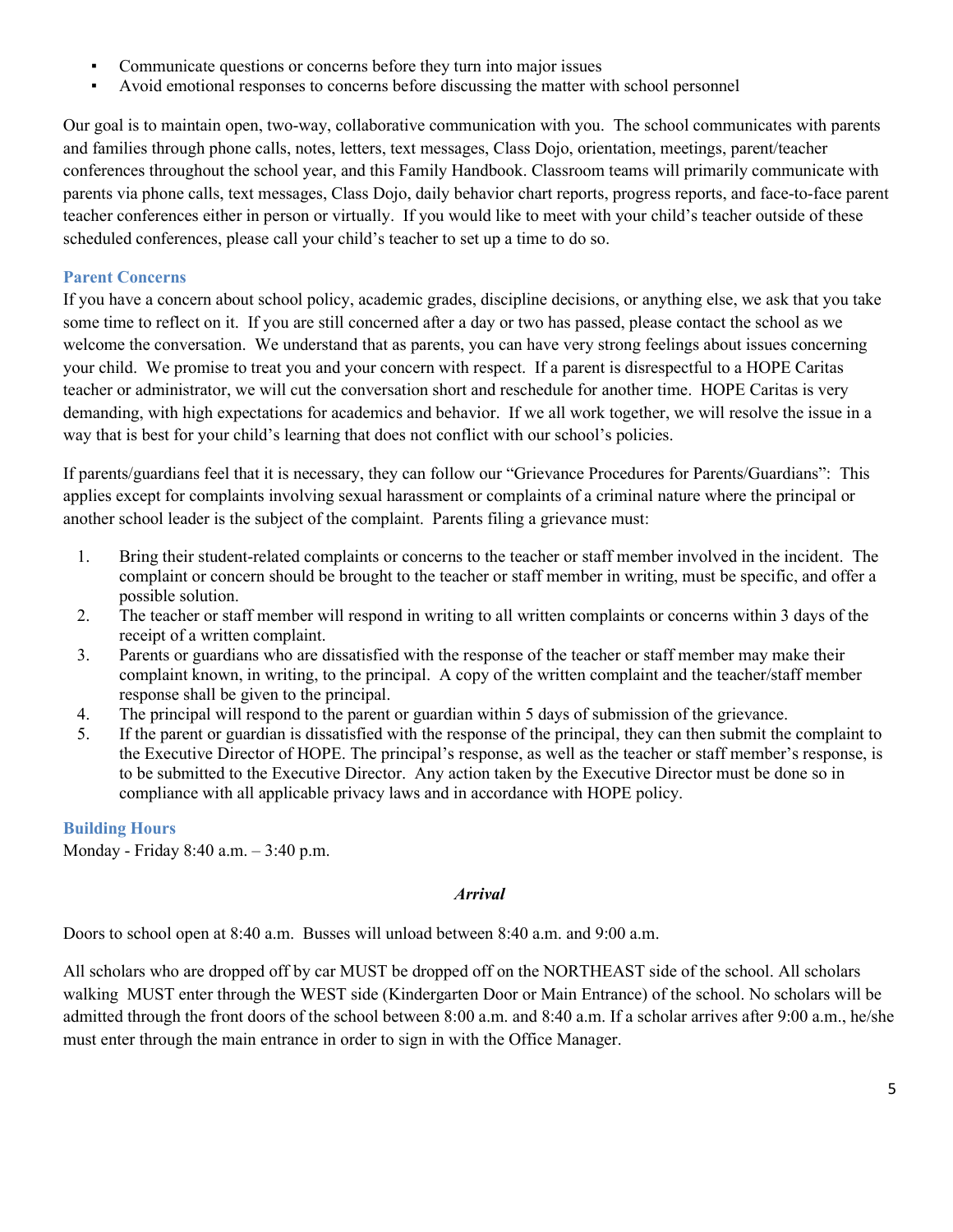- Communicate questions or concerns before they turn into major issues
- Avoid emotional responses to concerns before discussing the matter with school personnel

Our goal is to maintain open, two-way, collaborative communication with you. The school communicates with parents and families through phone calls, notes, letters, text messages, Class Dojo, orientation, meetings, parent/teacher conferences throughout the school year, and this Family Handbook. Classroom teams will primarily communicate with parents via phone calls, text messages, Class Dojo, daily behavior chart reports, progress reports, and face-to-face parent teacher conferences either in person or virtually. If you would like to meet with your child's teacher outside of these scheduled conferences, please call your child's teacher to set up a time to do so.

### Parent Concerns

If you have a concern about school policy, academic grades, discipline decisions, or anything else, we ask that you take some time to reflect on it. If you are still concerned after a day or two has passed, please contact the school as we welcome the conversation. We understand that as parents, you can have very strong feelings about issues concerning your child. We promise to treat you and your concern with respect. If a parent is disrespectful to a HOPE Caritas teacher or administrator, we will cut the conversation short and reschedule for another time. HOPE Caritas is very demanding, with high expectations for academics and behavior. If we all work together, we will resolve the issue in a way that is best for your child's learning that does not conflict with our school's policies.

If parents/guardians feel that it is necessary, they can follow our "Grievance Procedures for Parents/Guardians": This applies except for complaints involving sexual harassment or complaints of a criminal nature where the principal or another school leader is the subject of the complaint. Parents filing a grievance must:

1. Bring their student-related complaints or concerns to the teacher or staff member involved in the incident. The complaint or concern should be brought to the teacher or staff member in writing, must be specific, and offer a possible solution.
2. The teacher or staff member will respond in writing to all written complaints or concerns within 3 days of the receipt of a written complaint.
3. Parents or guardians who are dissatisfied with the response of the teacher or staff member may make their complaint known, in writing, to the principal. A copy of the written complaint and the teacher/staff member response shall be given to the principal.
4. The principal will respond to the parent or guardian within 5 days of submission of the grievance.
5. If the parent or guardian is dissatisfied with the response of the principal, they can then submit the complaint to the Executive Director of HOPE. The principal's response, as well as the teacher or staff member's response, is to be submitted to the Executive Director. Any action taken by the Executive Director must be done so in compliance with all applicable privacy laws and in accordance with HOPE policy.

### Building Hours

Monday - Friday 8:40 a.m. – 3:40 p.m.

#### *Arrival*

Doors to school open at 8:40 a.m. Busses will unload between 8:40 a.m. and 9:00 a.m.

All scholars who are dropped off by car MUST be dropped off on the NORTHEAST side of the school. All scholars walking MUST enter through the WEST side (Kindergarten Door or Main Entrance) of the school. No scholars will be admitted through the front doors of the school between 8:00 a.m. and 8:40 a.m. If a scholar arrives after 9:00 a.m., he/she must enter through the main entrance in order to sign in with the Office Manager.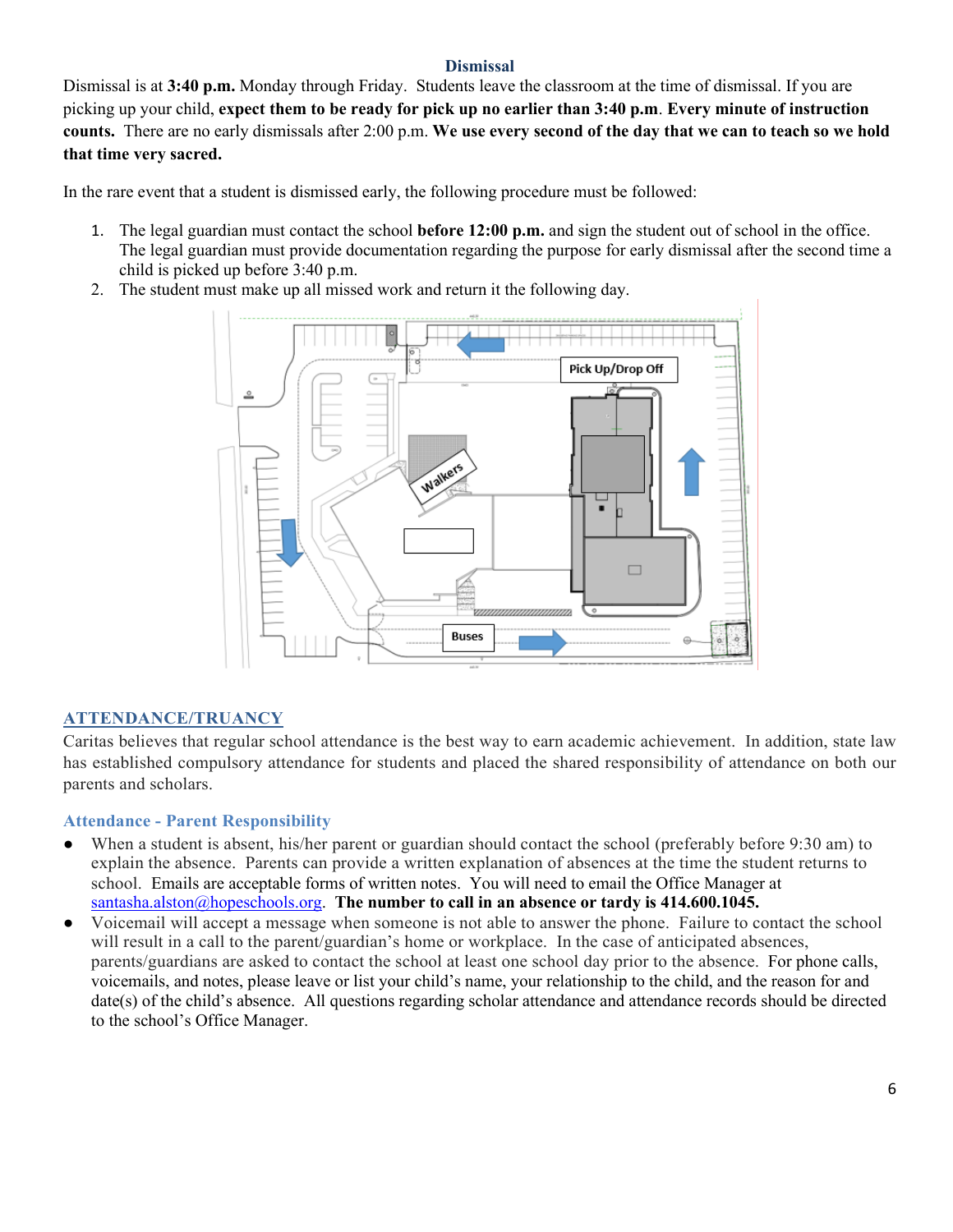## Dismissal

Dismissal is at **3:40 p.m.** Monday through Friday. Students leave the classroom at the time of dismissal. If you are picking up your child, **expect them to be ready for pick up no earlier than 3:40 p.m**. **Every minute of instruction counts.** There are no early dismissals after 2:00 p.m. **We use every second of the day that we can to teach so we hold that time very sacred.**

In the rare event that a student is dismissed early, the following procedure must be followed:

1. The legal guardian must contact the school **before 12:00 p.m.** and sign the student out of school in the office. The legal guardian must provide documentation regarding the purpose for early dismissal after the second time a child is picked up before 3:40 p.m.
2. The student must make up all missed work and return it the following day.

Pick Up/Drop Off

Walkers

Buses

## ATTENDANCE/TRUANCY

Caritas believes that regular school attendance is the best way to earn academic achievement. In addition, state law has established compulsory attendance for students and placed the shared responsibility of attendance on both our parents and scholars.

### Attendance - Parent Responsibility

- When a student is absent, his/her parent or guardian should contact the school (preferably before 9:30 am) to explain the absence. Parents can provide a written explanation of absences at the time the student returns to school. Emails are acceptable forms of written notes. You will need to email the Office Manager at santasha.alston@hopeschools.org. **The number to call in an absence or tardy is 414.600.1045.**
- Voicemail will accept a message when someone is not able to answer the phone. Failure to contact the school will result in a call to the parent/guardian's home or workplace. In the case of anticipated absences, parents/guardians are asked to contact the school at least one school day prior to the absence. For phone calls, voicemails, and notes, please leave or list your child's name, your relationship to the child, and the reason for and date(s) of the child's absence. All questions regarding scholar attendance and attendance records should be directed to the school's Office Manager.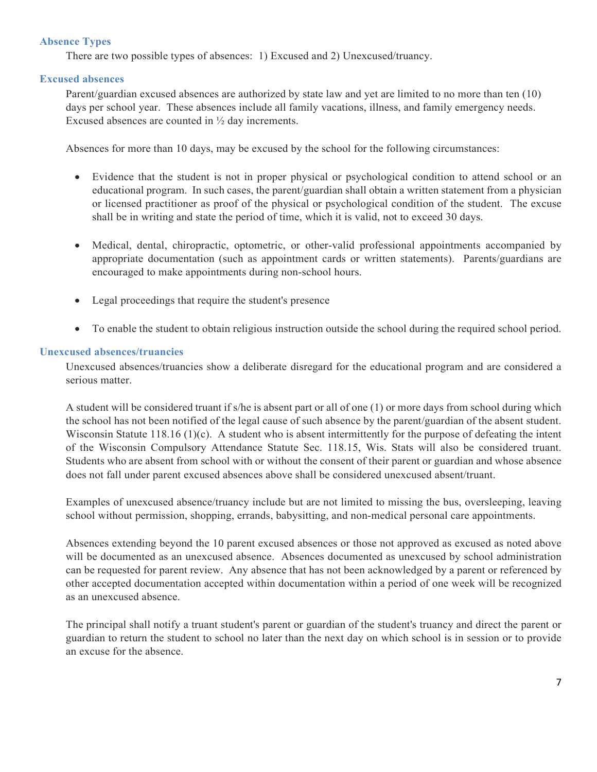### Absence Types

There are two possible types of absences: 1) Excused and 2) Unexcused/truancy.

### Excused absences

Parent/guardian excused absences are authorized by state law and yet are limited to no more than ten (10) days per school year. These absences include all family vacations, illness, and family emergency needs. Excused absences are counted in ½ day increments.

Absences for more than 10 days, may be excused by the school for the following circumstances:

- Evidence that the student is not in proper physical or psychological condition to attend school or an educational program. In such cases, the parent/guardian shall obtain a written statement from a physician or licensed practitioner as proof of the physical or psychological condition of the student. The excuse shall be in writing and state the period of time, which it is valid, not to exceed 30 days.

- Medical, dental, chiropractic, optometric, or other-valid professional appointments accompanied by appropriate documentation (such as appointment cards or written statements). Parents/guardians are encouraged to make appointments during non-school hours.

- Legal proceedings that require the student's presence

- To enable the student to obtain religious instruction outside the school during the required school period.

### Unexcused absences/truancies

Unexcused absences/truancies show a deliberate disregard for the educational program and are considered a serious matter.

A student will be considered truant if s/he is absent part or all of one (1) or more days from school during which the school has not been notified of the legal cause of such absence by the parent/guardian of the absent student. Wisconsin Statute 118.16 (1)(c). A student who is absent intermittently for the purpose of defeating the intent of the Wisconsin Compulsory Attendance Statute Sec. 118.15, Wis. Stats will also be considered truant. Students who are absent from school with or without the consent of their parent or guardian and whose absence does not fall under parent excused absences above shall be considered unexcused absent/truant.

Examples of unexcused absence/truancy include but are not limited to missing the bus, oversleeping, leaving school without permission, shopping, errands, babysitting, and non-medical personal care appointments.

Absences extending beyond the 10 parent excused absences or those not approved as excused as noted above will be documented as an unexcused absence. Absences documented as unexcused by school administration can be requested for parent review. Any absence that has not been acknowledged by a parent or referenced by other accepted documentation accepted within documentation within a period of one week will be recognized as an unexcused absence.

The principal shall notify a truant student's parent or guardian of the student's truancy and direct the parent or guardian to return the student to school no later than the next day on which school is in session or to provide an excuse for the absence.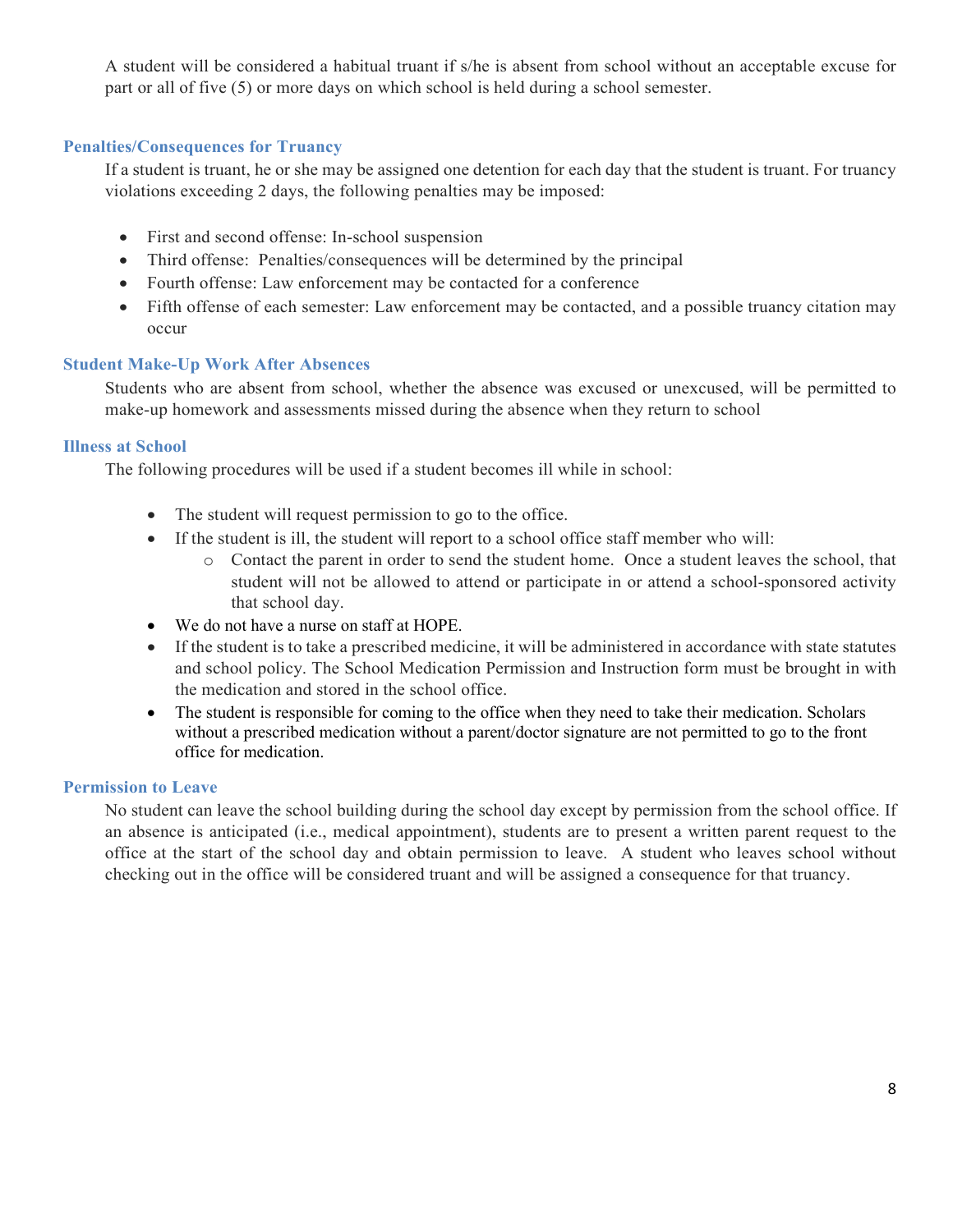A student will be considered a habitual truant if s/he is absent from school without an acceptable excuse for part or all of five (5) or more days on which school is held during a school semester.

### Penalties/Consequences for Truancy

If a student is truant, he or she may be assigned one detention for each day that the student is truant. For truancy violations exceeding 2 days, the following penalties may be imposed:

- First and second offense: In-school suspension
- Third offense: Penalties/consequences will be determined by the principal
- Fourth offense: Law enforcement may be contacted for a conference
- Fifth offense of each semester: Law enforcement may be contacted, and a possible truancy citation may occur

### Student Make-Up Work After Absences

Students who are absent from school, whether the absence was excused or unexcused, will be permitted to make-up homework and assessments missed during the absence when they return to school

### Illness at School

The following procedures will be used if a student becomes ill while in school:

- The student will request permission to go to the office.
- If the student is ill, the student will report to a school office staff member who will:
  - Contact the parent in order to send the student home. Once a student leaves the school, that student will not be allowed to attend or participate in or attend a school-sponsored activity that school day.
- We do not have a nurse on staff at HOPE.
- If the student is to take a prescribed medicine, it will be administered in accordance with state statutes and school policy. The School Medication Permission and Instruction form must be brought in with the medication and stored in the school office.
- The student is responsible for coming to the office when they need to take their medication. Scholars without a prescribed medication without a parent/doctor signature are not permitted to go to the front office for medication.

### Permission to Leave

No student can leave the school building during the school day except by permission from the school office. If an absence is anticipated (i.e., medical appointment), students are to present a written parent request to the office at the start of the school day and obtain permission to leave. A student who leaves school without checking out in the office will be considered truant and will be assigned a consequence for that truancy.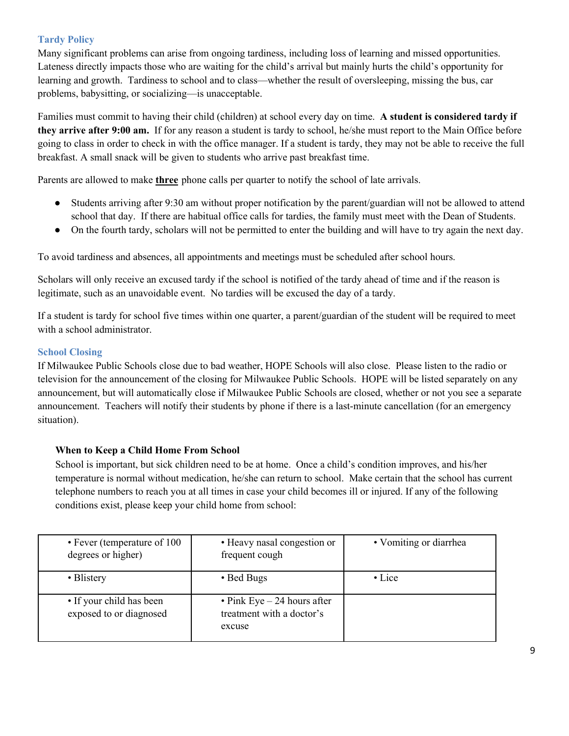## Tardy Policy

Many significant problems can arise from ongoing tardiness, including loss of learning and missed opportunities. Lateness directly impacts those who are waiting for the child's arrival but mainly hurts the child's opportunity for learning and growth. Tardiness to school and to class—whether the result of oversleeping, missing the bus, car problems, babysitting, or socializing—is unacceptable.

Families must commit to having their child (children) at school every day on time. **A student is considered tardy if they arrive after 9:00 am.** If for any reason a student is tardy to school, he/she must report to the Main Office before going to class in order to check in with the office manager. If a student is tardy, they may not be able to receive the full breakfast. A small snack will be given to students who arrive past breakfast time.

Parents are allowed to make **three** phone calls per quarter to notify the school of late arrivals.

- Students arriving after 9:30 am without proper notification by the parent/guardian will not be allowed to attend school that day. If there are habitual office calls for tardies, the family must meet with the Dean of Students.
- On the fourth tardy, scholars will not be permitted to enter the building and will have to try again the next day.

To avoid tardiness and absences, all appointments and meetings must be scheduled after school hours.

Scholars will only receive an excused tardy if the school is notified of the tardy ahead of time and if the reason is legitimate, such as an unavoidable event. No tardies will be excused the day of a tardy.

If a student is tardy for school five times within one quarter, a parent/guardian of the student will be required to meet with a school administrator.

## School Closing

If Milwaukee Public Schools close due to bad weather, HOPE Schools will also close. Please listen to the radio or television for the announcement of the closing for Milwaukee Public Schools. HOPE will be listed separately on any announcement, but will automatically close if Milwaukee Public Schools are closed, whether or not you see a separate announcement. Teachers will notify their students by phone if there is a last-minute cancellation (for an emergency situation).

### When to Keep a Child Home From School

School is important, but sick children need to be at home. Once a child's condition improves, and his/her temperature is normal without medication, he/she can return to school. Make certain that the school has current telephone numbers to reach you at all times in case your child becomes ill or injured. If any of the following conditions exist, please keep your child home from school:

| | | |
|---|---|---|
| • Fever (temperature of 100 degrees or higher) | • Heavy nasal congestion or frequent cough | • Vomiting or diarrhea |
| • Blistery | • Bed Bugs | • Lice |
| • If your child has been exposed to or diagnosed | • Pink Eye – 24 hours after treatment with a doctor's excuse | |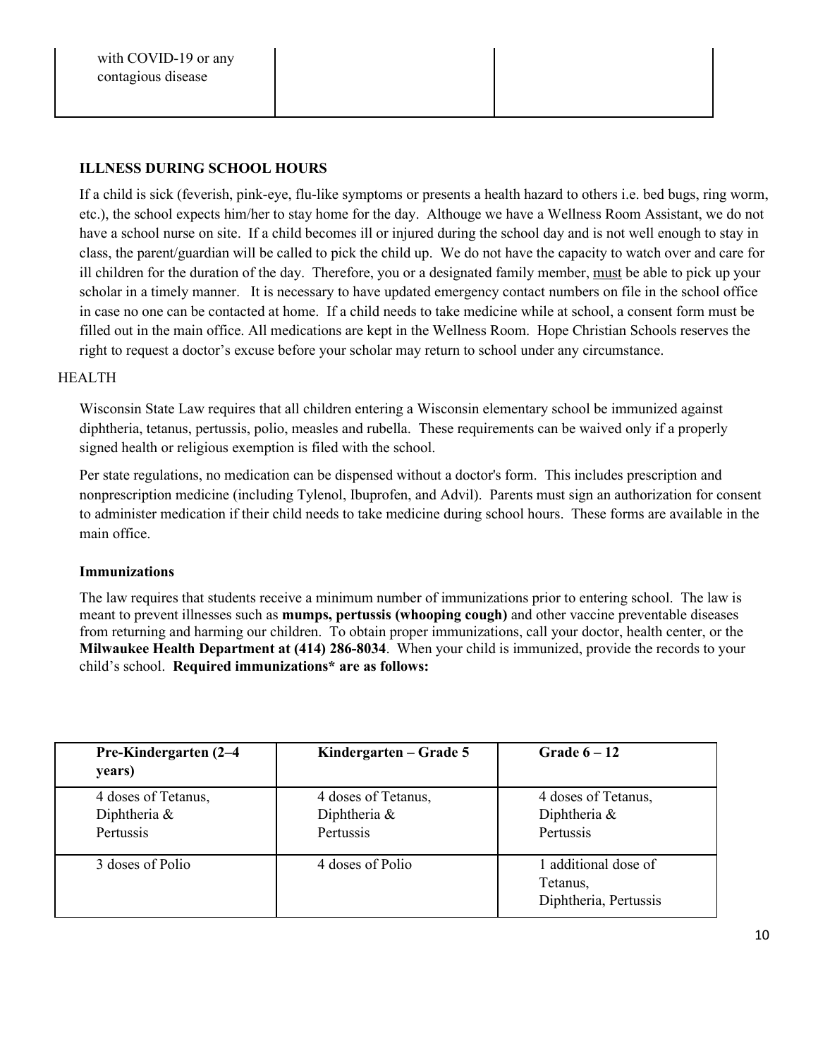| with COVID-19 or any contagious disease | | |
|---|---|---|

### ILLNESS DURING SCHOOL HOURS

If a child is sick (feverish, pink-eye, flu-like symptoms or presents a health hazard to others i.e. bed bugs, ring worm, etc.), the school expects him/her to stay home for the day. Althouge we have a Wellness Room Assistant, we do not have a school nurse on site. If a child becomes ill or injured during the school day and is not well enough to stay in class, the parent/guardian will be called to pick the child up. We do not have the capacity to watch over and care for ill children for the duration of the day. Therefore, you or a designated family member, <u>must</u> be able to pick up your scholar in a timely manner. It is necessary to have updated emergency contact numbers on file in the school office in case no one can be contacted at home. If a child needs to take medicine while at school, a consent form must be filled out in the main office. All medications are kept in the Wellness Room. Hope Christian Schools reserves the right to request a doctor's excuse before your scholar may return to school under any circumstance.

HEALTH

Wisconsin State Law requires that all children entering a Wisconsin elementary school be immunized against diphtheria, tetanus, pertussis, polio, measles and rubella. These requirements can be waived only if a properly signed health or religious exemption is filed with the school.

Per state regulations, no medication can be dispensed without a doctor's form. This includes prescription and nonprescription medicine (including Tylenol, Ibuprofen, and Advil). Parents must sign an authorization for consent to administer medication if their child needs to take medicine during school hours. These forms are available in the main office.

### Immunizations

The law requires that students receive a minimum number of immunizations prior to entering school. The law is meant to prevent illnesses such as **mumps, pertussis (whooping cough)** and other vaccine preventable diseases from returning and harming our children. To obtain proper immunizations, call your doctor, health center, or the **Milwaukee Health Department at (414) 286-8034**. When your child is immunized, provide the records to your child's school. **Required immunizations* are as follows:**

| Pre-Kindergarten (2–4 years) | Kindergarten – Grade 5 | Grade 6 – 12 |
|---|---|---|
| 4 doses of Tetanus, Diphtheria & Pertussis | 4 doses of Tetanus, Diphtheria & Pertussis | 4 doses of Tetanus, Diphtheria & Pertussis |
| 3 doses of Polio | 4 doses of Polio | 1 additional dose of Tetanus, Diphtheria, Pertussis |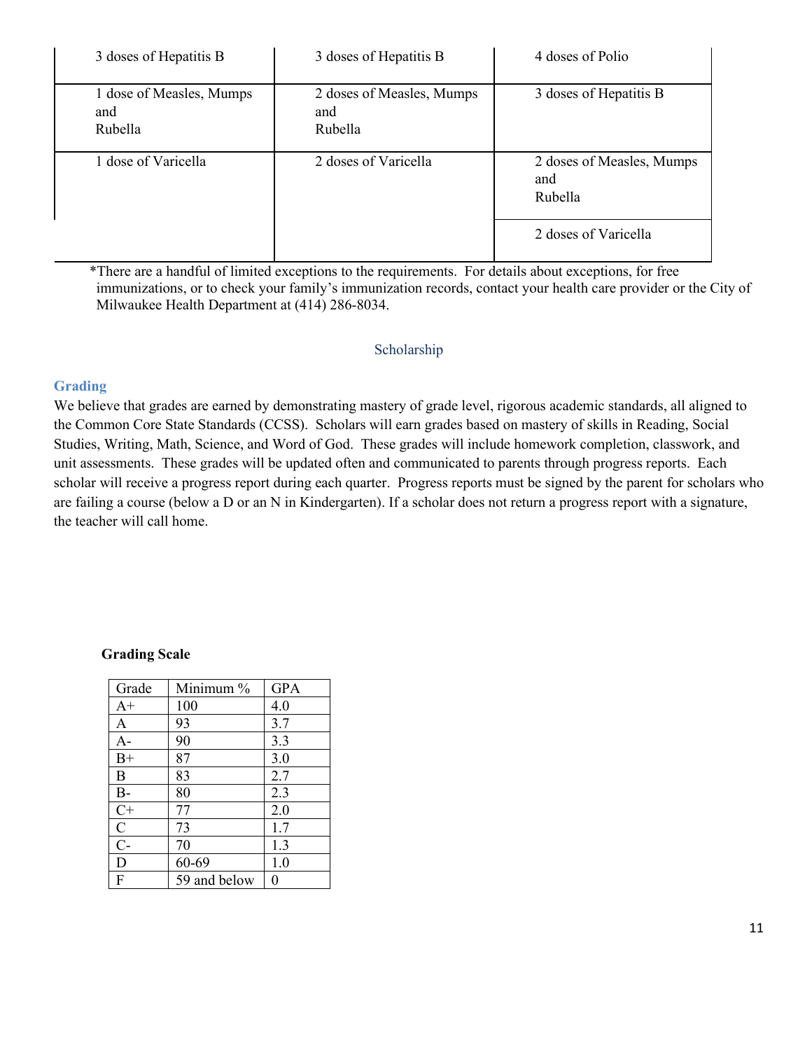| | | |
|---|---|---|
| 3 doses of Hepatitis B | 3 doses of Hepatitis B | 4 doses of Polio |
| 1 dose of Measles, Mumps and Rubella | 2 doses of Measles, Mumps and Rubella | 3 doses of Hepatitis B |
| 1 dose of Varicella | 2 doses of Varicella | 2 doses of Measles, Mumps and Rubella |
| | | 2 doses of Varicella |

*There are a handful of limited exceptions to the requirements. For details about exceptions, for free immunizations, or to check your family's immunization records, contact your health care provider or the City of Milwaukee Health Department at (414) 286-8034.

## Scholarship

### Grading

We believe that grades are earned by demonstrating mastery of grade level, rigorous academic standards, all aligned to the Common Core State Standards (CCSS). Scholars will earn grades based on mastery of skills in Reading, Social Studies, Writing, Math, Science, and Word of God. These grades will include homework completion, classwork, and unit assessments. These grades will be updated often and communicated to parents through progress reports. Each scholar will receive a progress report during each quarter. Progress reports must be signed by the parent for scholars who are failing a course (below a D or an N in Kindergarten). If a scholar does not return a progress report with a signature, the teacher will call home.

**Grading Scale**

| Grade | Minimum % | GPA |
|---|---|---|
| A+ | 100 | 4.0 |
| A | 93 | 3.7 |
| A- | 90 | 3.3 |
| B+ | 87 | 3.0 |
| B | 83 | 2.7 |
| B- | 80 | 2.3 |
| C+ | 77 | 2.0 |
| C | 73 | 1.7 |
| C- | 70 | 1.3 |
| D | 60-69 | 1.0 |
| F | 59 and below | 0 |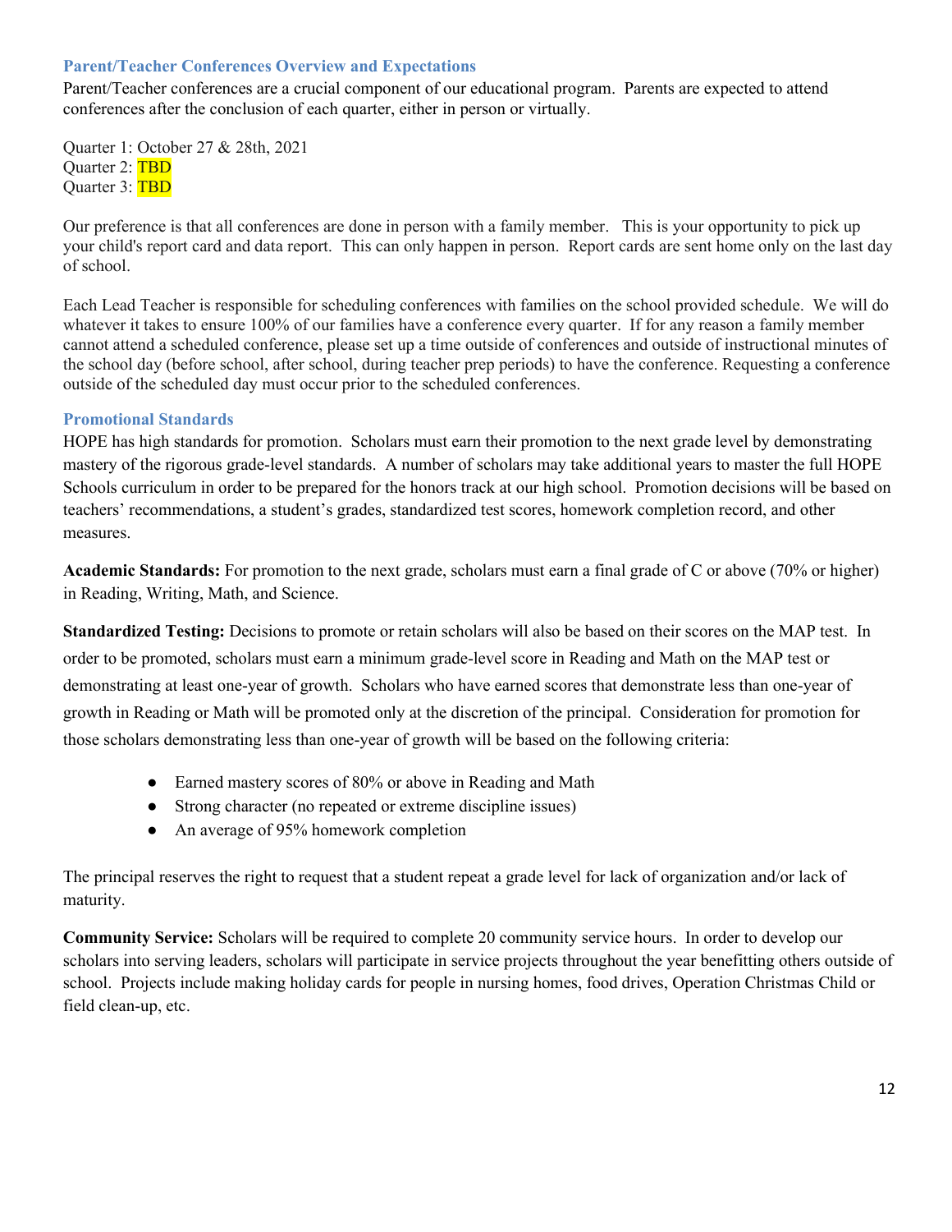### Parent/Teacher Conferences Overview and Expectations

Parent/Teacher conferences are a crucial component of our educational program. Parents are expected to attend conferences after the conclusion of each quarter, either in person or virtually.

Quarter 1: October 27 & 28th, 2021
Quarter 2: TBD
Quarter 3: TBD

Our preference is that all conferences are done in person with a family member. This is your opportunity to pick up your child's report card and data report. This can only happen in person. Report cards are sent home only on the last day of school.

Each Lead Teacher is responsible for scheduling conferences with families on the school provided schedule. We will do whatever it takes to ensure 100% of our families have a conference every quarter. If for any reason a family member cannot attend a scheduled conference, please set up a time outside of conferences and outside of instructional minutes of the school day (before school, after school, during teacher prep periods) to have the conference. Requesting a conference outside of the scheduled day must occur prior to the scheduled conferences.

### Promotional Standards

HOPE has high standards for promotion. Scholars must earn their promotion to the next grade level by demonstrating mastery of the rigorous grade-level standards. A number of scholars may take additional years to master the full HOPE Schools curriculum in order to be prepared for the honors track at our high school. Promotion decisions will be based on teachers' recommendations, a student's grades, standardized test scores, homework completion record, and other measures.

**Academic Standards:** For promotion to the next grade, scholars must earn a final grade of C or above (70% or higher) in Reading, Writing, Math, and Science.

**Standardized Testing:** Decisions to promote or retain scholars will also be based on their scores on the MAP test. In order to be promoted, scholars must earn a minimum grade-level score in Reading and Math on the MAP test or demonstrating at least one-year of growth. Scholars who have earned scores that demonstrate less than one-year of growth in Reading or Math will be promoted only at the discretion of the principal. Consideration for promotion for those scholars demonstrating less than one-year of growth will be based on the following criteria:

- Earned mastery scores of 80% or above in Reading and Math
- Strong character (no repeated or extreme discipline issues)
- An average of 95% homework completion

The principal reserves the right to request that a student repeat a grade level for lack of organization and/or lack of maturity.

**Community Service:** Scholars will be required to complete 20 community service hours. In order to develop our scholars into serving leaders, scholars will participate in service projects throughout the year benefitting others outside of school. Projects include making holiday cards for people in nursing homes, food drives, Operation Christmas Child or field clean-up, etc.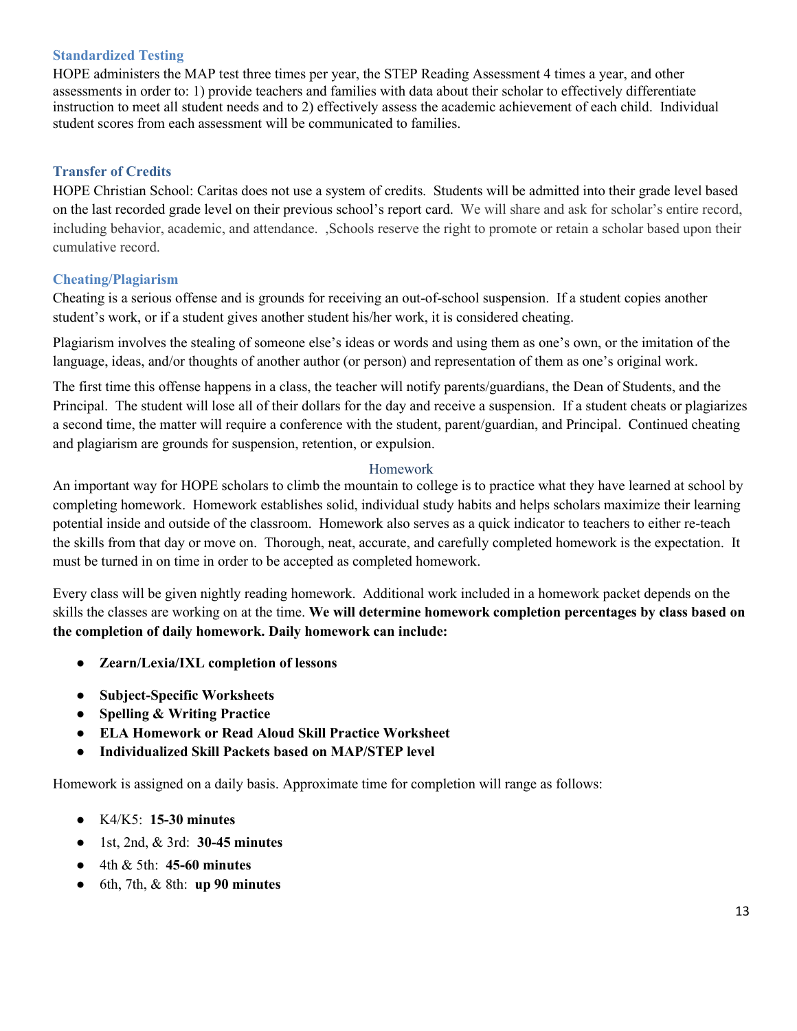### Standardized Testing

HOPE administers the MAP test three times per year, the STEP Reading Assessment 4 times a year, and other assessments in order to: 1) provide teachers and families with data about their scholar to effectively differentiate instruction to meet all student needs and to 2) effectively assess the academic achievement of each child. Individual student scores from each assessment will be communicated to families.

### Transfer of Credits

HOPE Christian School: Caritas does not use a system of credits. Students will be admitted into their grade level based on the last recorded grade level on their previous school's report card. We will share and ask for scholar's entire record, including behavior, academic, and attendance. ,Schools reserve the right to promote or retain a scholar based upon their cumulative record.

### Cheating/Plagiarism

Cheating is a serious offense and is grounds for receiving an out-of-school suspension. If a student copies another student's work, or if a student gives another student his/her work, it is considered cheating.

Plagiarism involves the stealing of someone else's ideas or words and using them as one's own, or the imitation of the language, ideas, and/or thoughts of another author (or person) and representation of them as one's original work.

The first time this offense happens in a class, the teacher will notify parents/guardians, the Dean of Students, and the Principal. The student will lose all of their dollars for the day and receive a suspension. If a student cheats or plagiarizes a second time, the matter will require a conference with the student, parent/guardian, and Principal. Continued cheating and plagiarism are grounds for suspension, retention, or expulsion.

### Homework

An important way for HOPE scholars to climb the mountain to college is to practice what they have learned at school by completing homework. Homework establishes solid, individual study habits and helps scholars maximize their learning potential inside and outside of the classroom. Homework also serves as a quick indicator to teachers to either re-teach the skills from that day or move on. Thorough, neat, accurate, and carefully completed homework is the expectation. It must be turned in on time in order to be accepted as completed homework.

Every class will be given nightly reading homework. Additional work included in a homework packet depends on the skills the classes are working on at the time. **We will determine homework completion percentages by class based on the completion of daily homework. Daily homework can include:**

- **Zearn/Lexia/IXL completion of lessons**
- **Subject-Specific Worksheets**
- **Spelling & Writing Practice**
- **ELA Homework or Read Aloud Skill Practice Worksheet**
- **Individualized Skill Packets based on MAP/STEP level**

Homework is assigned on a daily basis. Approximate time for completion will range as follows:

- K4/K5: **15-30 minutes**
- 1st, 2nd, & 3rd: **30-45 minutes**
- 4th & 5th: **45-60 minutes**
- 6th, 7th, & 8th: **up 90 minutes**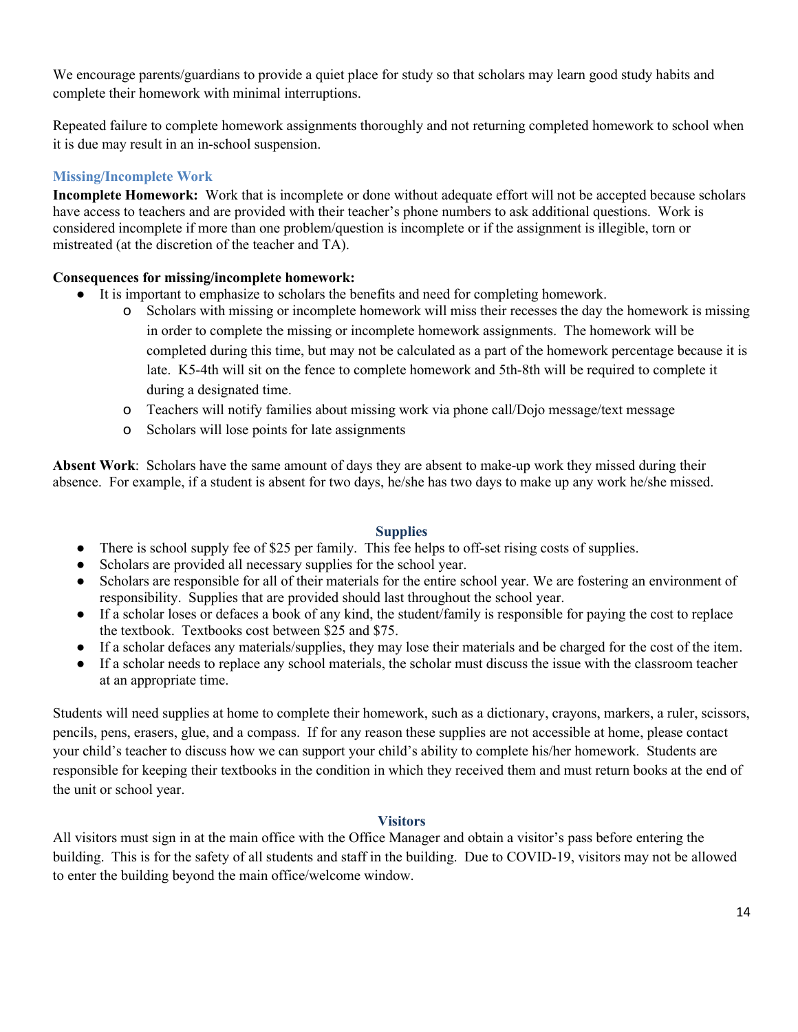We encourage parents/guardians to provide a quiet place for study so that scholars may learn good study habits and complete their homework with minimal interruptions.

Repeated failure to complete homework assignments thoroughly and not returning completed homework to school when it is due may result in an in-school suspension.

### Missing/Incomplete Work

**Incomplete Homework:** Work that is incomplete or done without adequate effort will not be accepted because scholars have access to teachers and are provided with their teacher's phone numbers to ask additional questions. Work is considered incomplete if more than one problem/question is incomplete or if the assignment is illegible, torn or mistreated (at the discretion of the teacher and TA).

**Consequences for missing/incomplete homework:**

- It is important to emphasize to scholars the benefits and need for completing homework.
  - Scholars with missing or incomplete homework will miss their recesses the day the homework is missing in order to complete the missing or incomplete homework assignments. The homework will be completed during this time, but may not be calculated as a part of the homework percentage because it is late. K5-4th will sit on the fence to complete homework and 5th-8th will be required to complete it during a designated time.
  - Teachers will notify families about missing work via phone call/Dojo message/text message
  - Scholars will lose points for late assignments

**Absent Work**: Scholars have the same amount of days they are absent to make-up work they missed during their absence. For example, if a student is absent for two days, he/she has two days to make up any work he/she missed.

## Supplies

- There is school supply fee of $25 per family. This fee helps to off-set rising costs of supplies.
- Scholars are provided all necessary supplies for the school year.
- Scholars are responsible for all of their materials for the entire school year. We are fostering an environment of responsibility. Supplies that are provided should last throughout the school year.
- If a scholar loses or defaces a book of any kind, the student/family is responsible for paying the cost to replace the textbook. Textbooks cost between $25 and $75.
- If a scholar defaces any materials/supplies, they may lose their materials and be charged for the cost of the item.
- If a scholar needs to replace any school materials, the scholar must discuss the issue with the classroom teacher at an appropriate time.

Students will need supplies at home to complete their homework, such as a dictionary, crayons, markers, a ruler, scissors, pencils, pens, erasers, glue, and a compass. If for any reason these supplies are not accessible at home, please contact your child's teacher to discuss how we can support your child's ability to complete his/her homework. Students are responsible for keeping their textbooks in the condition in which they received them and must return books at the end of the unit or school year.

## Visitors

All visitors must sign in at the main office with the Office Manager and obtain a visitor's pass before entering the building. This is for the safety of all students and staff in the building. Due to COVID-19, visitors may not be allowed to enter the building beyond the main office/welcome window.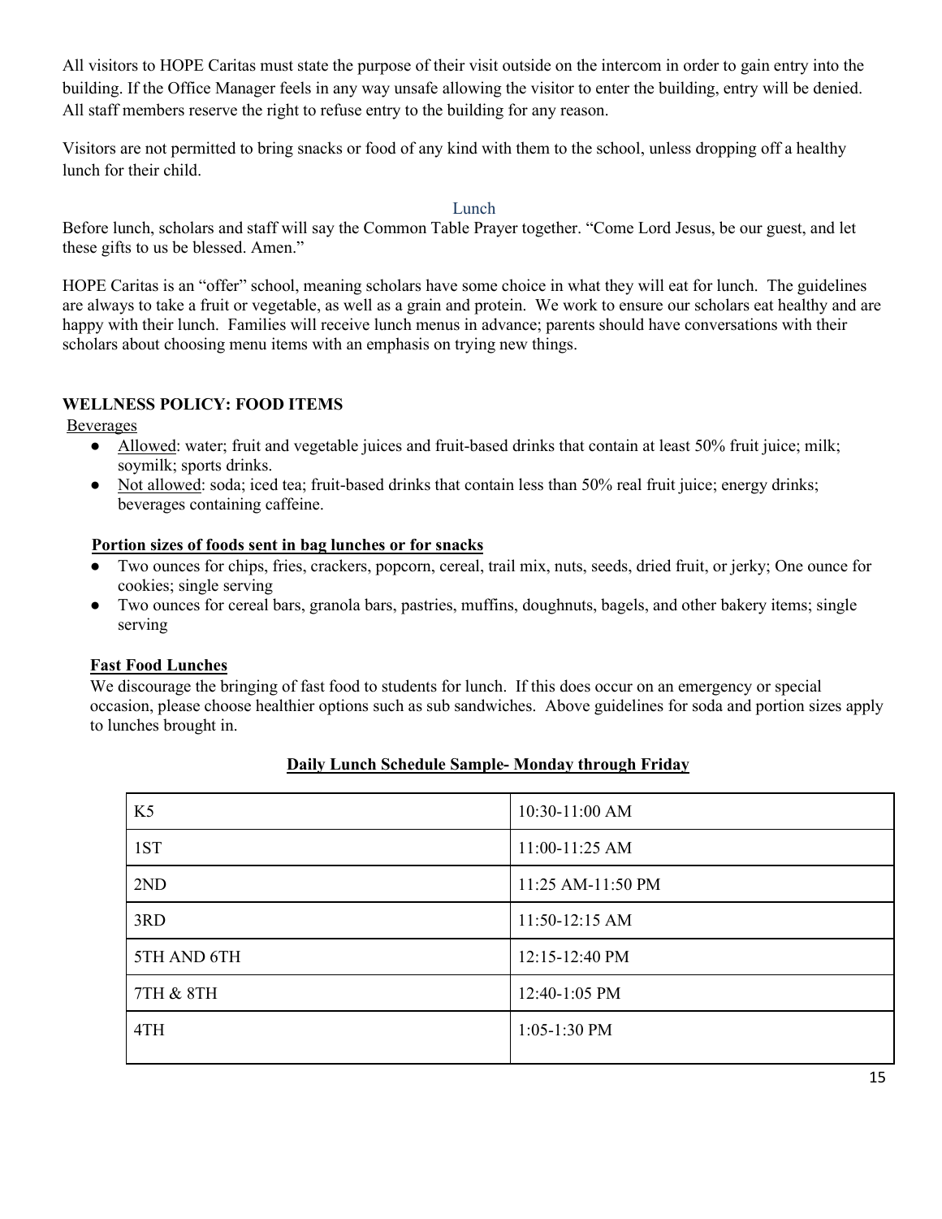All visitors to HOPE Caritas must state the purpose of their visit outside on the intercom in order to gain entry into the building. If the Office Manager feels in any way unsafe allowing the visitor to enter the building, entry will be denied. All staff members reserve the right to refuse entry to the building for any reason.

Visitors are not permitted to bring snacks or food of any kind with them to the school, unless dropping off a healthy lunch for their child.

## Lunch

Before lunch, scholars and staff will say the Common Table Prayer together. "Come Lord Jesus, be our guest, and let these gifts to us be blessed. Amen."

HOPE Caritas is an "offer" school, meaning scholars have some choice in what they will eat for lunch. The guidelines are always to take a fruit or vegetable, as well as a grain and protein. We work to ensure our scholars eat healthy and are happy with their lunch. Families will receive lunch menus in advance; parents should have conversations with their scholars about choosing menu items with an emphasis on trying new things.

**WELLNESS POLICY: FOOD ITEMS**

Beverages

- Allowed: water; fruit and vegetable juices and fruit-based drinks that contain at least 50% fruit juice; milk; soymilk; sports drinks.
- Not allowed: soda; iced tea; fruit-based drinks that contain less than 50% real fruit juice; energy drinks; beverages containing caffeine.

**Portion sizes of foods sent in bag lunches or for snacks**

- Two ounces for chips, fries, crackers, popcorn, cereal, trail mix, nuts, seeds, dried fruit, or jerky; One ounce for cookies; single serving
- Two ounces for cereal bars, granola bars, pastries, muffins, doughnuts, bagels, and other bakery items; single serving

**Fast Food Lunches**

We discourage the bringing of fast food to students for lunch. If this does occur on an emergency or special occasion, please choose healthier options such as sub sandwiches. Above guidelines for soda and portion sizes apply to lunches brought in.

**Daily Lunch Schedule Sample- Monday through Friday**

| Grade | Time |
|---|---|
| K5 | 10:30-11:00 AM |
| 1ST | 11:00-11:25 AM |
| 2ND | 11:25 AM-11:50 PM |
| 3RD | 11:50-12:15 AM |
| 5TH AND 6TH | 12:15-12:40 PM |
| 7TH & 8TH | 12:40-1:05 PM |
| 4TH | 1:05-1:30 PM |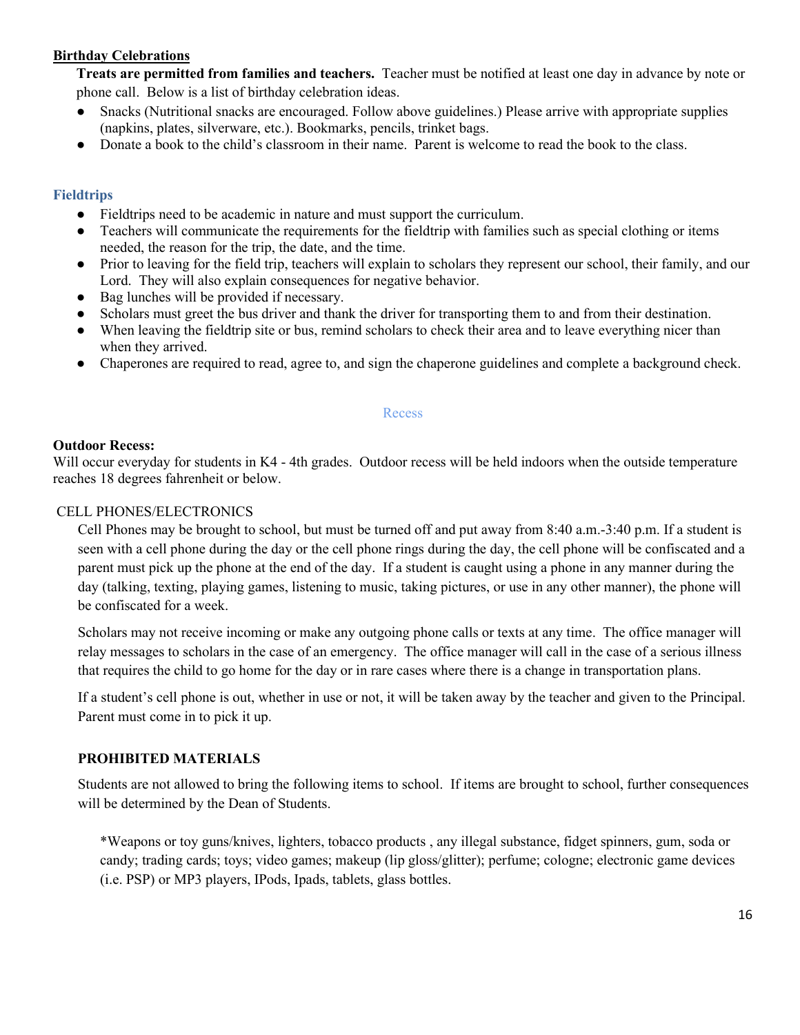**Birthday Celebrations**

**Treats are permitted from families and teachers.** Teacher must be notified at least one day in advance by note or phone call. Below is a list of birthday celebration ideas.

- Snacks (Nutritional snacks are encouraged. Follow above guidelines.) Please arrive with appropriate supplies (napkins, plates, silverware, etc.). Bookmarks, pencils, trinket bags.
- Donate a book to the child's classroom in their name. Parent is welcome to read the book to the class.

## Fieldtrips

- Fieldtrips need to be academic in nature and must support the curriculum.
- Teachers will communicate the requirements for the fieldtrip with families such as special clothing or items needed, the reason for the trip, the date, and the time.
- Prior to leaving for the field trip, teachers will explain to scholars they represent our school, their family, and our Lord. They will also explain consequences for negative behavior.
- Bag lunches will be provided if necessary.
- Scholars must greet the bus driver and thank the driver for transporting them to and from their destination.
- When leaving the fieldtrip site or bus, remind scholars to check their area and to leave everything nicer than when they arrived.
- Chaperones are required to read, agree to, and sign the chaperone guidelines and complete a background check.

## Recess

**Outdoor Recess:**
Will occur everyday for students in K4 - 4th grades. Outdoor recess will be held indoors when the outside temperature reaches 18 degrees fahrenheit or below.

CELL PHONES/ELECTRONICS

Cell Phones may be brought to school, but must be turned off and put away from 8:40 a.m.-3:40 p.m. If a student is seen with a cell phone during the day or the cell phone rings during the day, the cell phone will be confiscated and a parent must pick up the phone at the end of the day. If a student is caught using a phone in any manner during the day (talking, texting, playing games, listening to music, taking pictures, or use in any other manner), the phone will be confiscated for a week.

Scholars may not receive incoming or make any outgoing phone calls or texts at any time. The office manager will relay messages to scholars in the case of an emergency. The office manager will call in the case of a serious illness that requires the child to go home for the day or in rare cases where there is a change in transportation plans.

If a student's cell phone is out, whether in use or not, it will be taken away by the teacher and given to the Principal. Parent must come in to pick it up.

**PROHIBITED MATERIALS**

Students are not allowed to bring the following items to school. If items are brought to school, further consequences will be determined by the Dean of Students.

*Weapons or toy guns/knives, lighters, tobacco products , any illegal substance, fidget spinners, gum, soda or candy; trading cards; toys; video games; makeup (lip gloss/glitter); perfume; cologne; electronic game devices (i.e. PSP) or MP3 players, IPods, Ipads, tablets, glass bottles.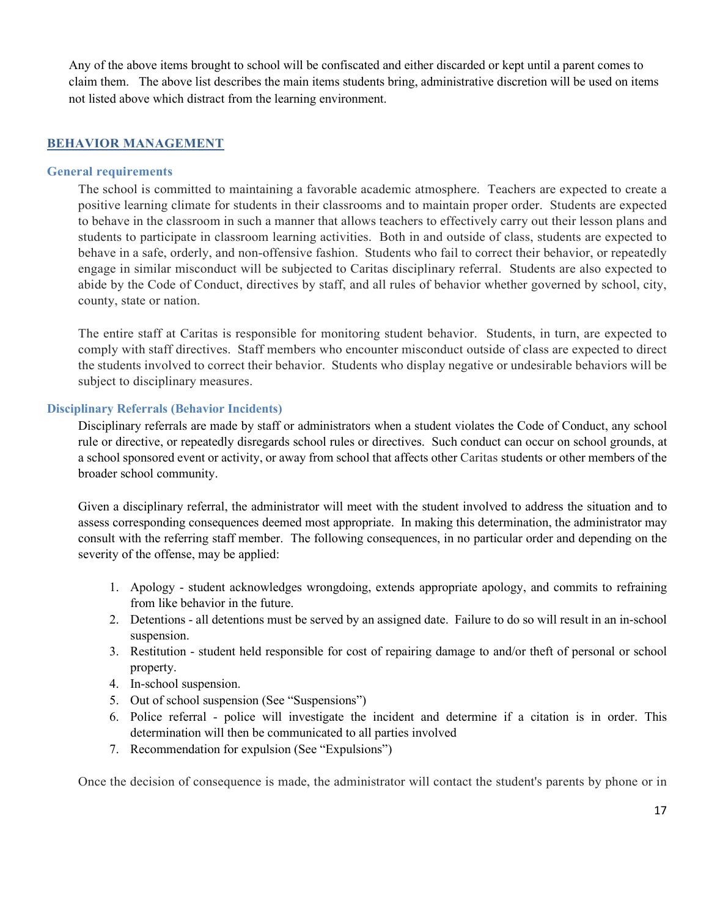Any of the above items brought to school will be confiscated and either discarded or kept until a parent comes to claim them. The above list describes the main items students bring, administrative discretion will be used on items not listed above which distract from the learning environment.

## BEHAVIOR MANAGEMENT

### General requirements

The school is committed to maintaining a favorable academic atmosphere. Teachers are expected to create a positive learning climate for students in their classrooms and to maintain proper order. Students are expected to behave in the classroom in such a manner that allows teachers to effectively carry out their lesson plans and students to participate in classroom learning activities. Both in and outside of class, students are expected to behave in a safe, orderly, and non-offensive fashion. Students who fail to correct their behavior, or repeatedly engage in similar misconduct will be subjected to Caritas disciplinary referral. Students are also expected to abide by the Code of Conduct, directives by staff, and all rules of behavior whether governed by school, city, county, state or nation.

The entire staff at Caritas is responsible for monitoring student behavior. Students, in turn, are expected to comply with staff directives. Staff members who encounter misconduct outside of class are expected to direct the students involved to correct their behavior. Students who display negative or undesirable behaviors will be subject to disciplinary measures.

### Disciplinary Referrals (Behavior Incidents)

Disciplinary referrals are made by staff or administrators when a student violates the Code of Conduct, any school rule or directive, or repeatedly disregards school rules or directives. Such conduct can occur on school grounds, at a school sponsored event or activity, or away from school that affects other Caritas students or other members of the broader school community.

Given a disciplinary referral, the administrator will meet with the student involved to address the situation and to assess corresponding consequences deemed most appropriate. In making this determination, the administrator may consult with the referring staff member. The following consequences, in no particular order and depending on the severity of the offense, may be applied:

1. Apology - student acknowledges wrongdoing, extends appropriate apology, and commits to refraining from like behavior in the future.
2. Detentions - all detentions must be served by an assigned date. Failure to do so will result in an in-school suspension.
3. Restitution - student held responsible for cost of repairing damage to and/or theft of personal or school property.
4. In-school suspension.
5. Out of school suspension (See "Suspensions")
6. Police referral - police will investigate the incident and determine if a citation is in order. This determination will then be communicated to all parties involved
7. Recommendation for expulsion (See "Expulsions")

Once the decision of consequence is made, the administrator will contact the student's parents by phone or in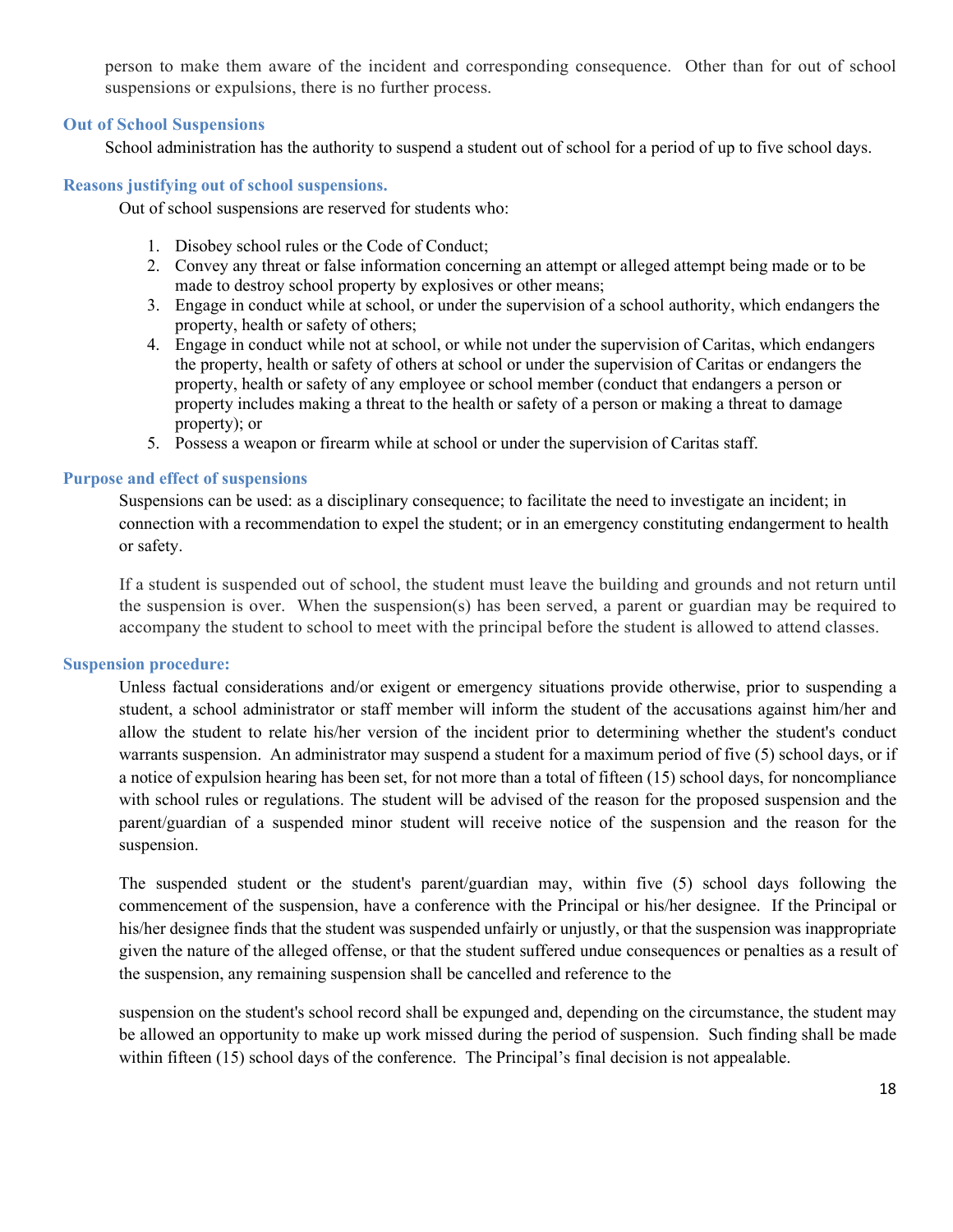person to make them aware of the incident and corresponding consequence. Other than for out of school suspensions or expulsions, there is no further process.

### Out of School Suspensions

School administration has the authority to suspend a student out of school for a period of up to five school days.

### Reasons justifying out of school suspensions.

Out of school suspensions are reserved for students who:

1. Disobey school rules or the Code of Conduct;
2. Convey any threat or false information concerning an attempt or alleged attempt being made or to be made to destroy school property by explosives or other means;
3. Engage in conduct while at school, or under the supervision of a school authority, which endangers the property, health or safety of others;
4. Engage in conduct while not at school, or while not under the supervision of Caritas, which endangers the property, health or safety of others at school or under the supervision of Caritas or endangers the property, health or safety of any employee or school member (conduct that endangers a person or property includes making a threat to the health or safety of a person or making a threat to damage property); or
5. Possess a weapon or firearm while at school or under the supervision of Caritas staff.

### Purpose and effect of suspensions

Suspensions can be used: as a disciplinary consequence; to facilitate the need to investigate an incident; in connection with a recommendation to expel the student; or in an emergency constituting endangerment to health or safety.

If a student is suspended out of school, the student must leave the building and grounds and not return until the suspension is over. When the suspension(s) has been served, a parent or guardian may be required to accompany the student to school to meet with the principal before the student is allowed to attend classes.

### Suspension procedure:

Unless factual considerations and/or exigent or emergency situations provide otherwise, prior to suspending a student, a school administrator or staff member will inform the student of the accusations against him/her and allow the student to relate his/her version of the incident prior to determining whether the student's conduct warrants suspension. An administrator may suspend a student for a maximum period of five (5) school days, or if a notice of expulsion hearing has been set, for not more than a total of fifteen (15) school days, for noncompliance with school rules or regulations. The student will be advised of the reason for the proposed suspension and the parent/guardian of a suspended minor student will receive notice of the suspension and the reason for the suspension.

The suspended student or the student's parent/guardian may, within five (5) school days following the commencement of the suspension, have a conference with the Principal or his/her designee. If the Principal or his/her designee finds that the student was suspended unfairly or unjustly, or that the suspension was inappropriate given the nature of the alleged offense, or that the student suffered undue consequences or penalties as a result of the suspension, any remaining suspension shall be cancelled and reference to the suspension on the student's school record shall be expunged and, depending on the circumstance, the student may be allowed an opportunity to make up work missed during the period of suspension. Such finding shall be made within fifteen (15) school days of the conference. The Principal's final decision is not appealable.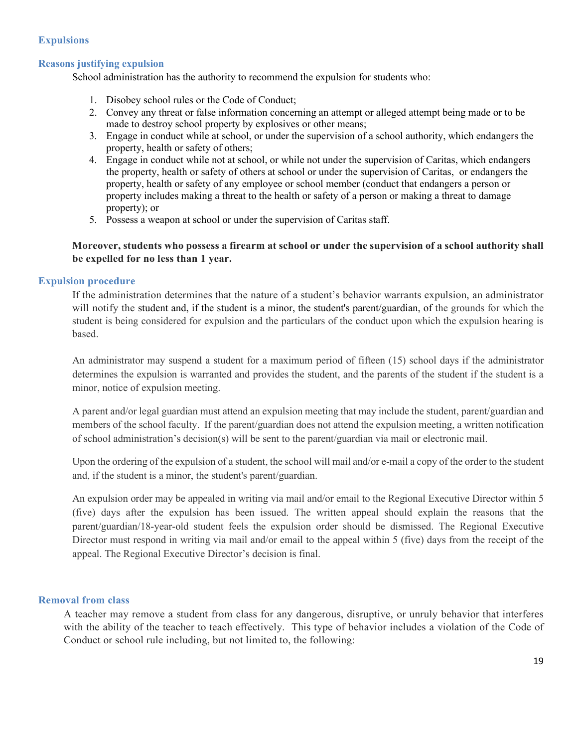## Expulsions

### Reasons justifying expulsion

School administration has the authority to recommend the expulsion for students who:

1. Disobey school rules or the Code of Conduct;
2. Convey any threat or false information concerning an attempt or alleged attempt being made or to be made to destroy school property by explosives or other means;
3. Engage in conduct while at school, or under the supervision of a school authority, which endangers the property, health or safety of others;
4. Engage in conduct while not at school, or while not under the supervision of Caritas, which endangers the property, health or safety of others at school or under the supervision of Caritas, or endangers the property, health or safety of any employee or school member (conduct that endangers a person or property includes making a threat to the health or safety of a person or making a threat to damage property); or
5. Possess a weapon at school or under the supervision of Caritas staff.

**Moreover, students who possess a firearm at school or under the supervision of a school authority shall be expelled for no less than 1 year.**

### Expulsion procedure

If the administration determines that the nature of a student's behavior warrants expulsion, an administrator will notify the student and, if the student is a minor, the student's parent/guardian, of the grounds for which the student is being considered for expulsion and the particulars of the conduct upon which the expulsion hearing is based.

An administrator may suspend a student for a maximum period of fifteen (15) school days if the administrator determines the expulsion is warranted and provides the student, and the parents of the student if the student is a minor, notice of expulsion meeting.

A parent and/or legal guardian must attend an expulsion meeting that may include the student, parent/guardian and members of the school faculty. If the parent/guardian does not attend the expulsion meeting, a written notification of school administration's decision(s) will be sent to the parent/guardian via mail or electronic mail.

Upon the ordering of the expulsion of a student, the school will mail and/or e-mail a copy of the order to the student and, if the student is a minor, the student's parent/guardian.

An expulsion order may be appealed in writing via mail and/or email to the Regional Executive Director within 5 (five) days after the expulsion has been issued. The written appeal should explain the reasons that the parent/guardian/18-year-old student feels the expulsion order should be dismissed. The Regional Executive Director must respond in writing via mail and/or email to the appeal within 5 (five) days from the receipt of the appeal. The Regional Executive Director's decision is final.

### Removal from class

A teacher may remove a student from class for any dangerous, disruptive, or unruly behavior that interferes with the ability of the teacher to teach effectively. This type of behavior includes a violation of the Code of Conduct or school rule including, but not limited to, the following: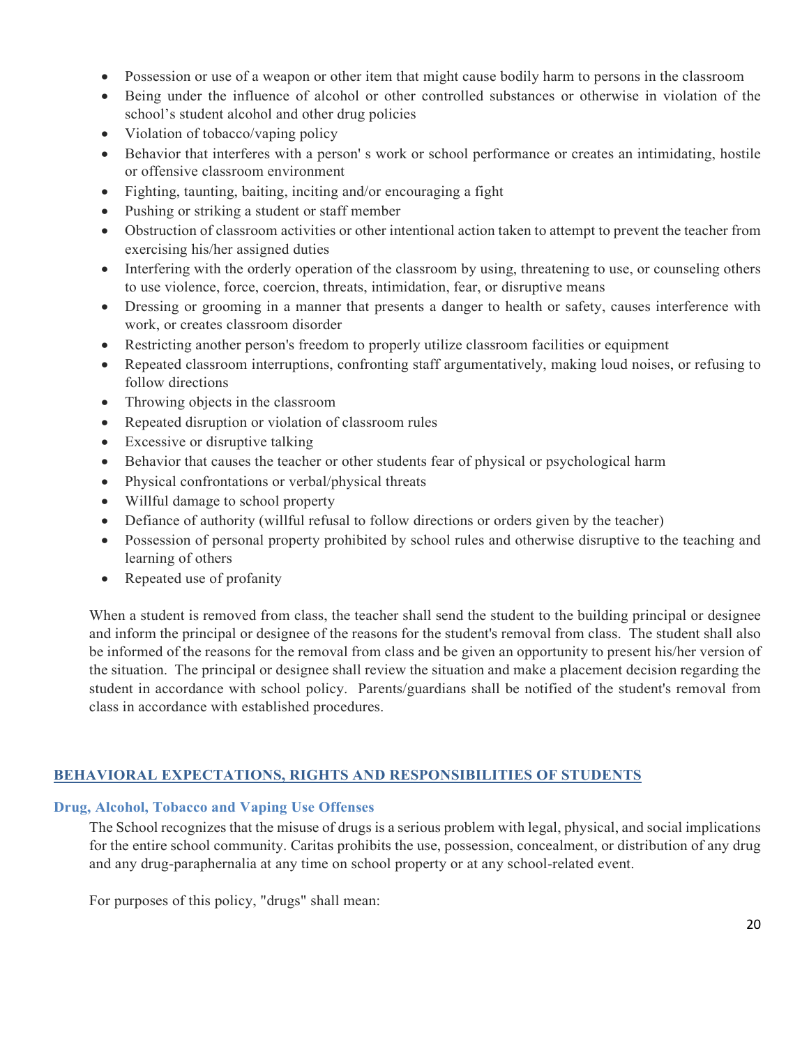- Possession or use of a weapon or other item that might cause bodily harm to persons in the classroom
- Being under the influence of alcohol or other controlled substances or otherwise in violation of the school's student alcohol and other drug policies
- Violation of tobacco/vaping policy
- Behavior that interferes with a person' s work or school performance or creates an intimidating, hostile or offensive classroom environment
- Fighting, taunting, baiting, inciting and/or encouraging a fight
- Pushing or striking a student or staff member
- Obstruction of classroom activities or other intentional action taken to attempt to prevent the teacher from exercising his/her assigned duties
- Interfering with the orderly operation of the classroom by using, threatening to use, or counseling others to use violence, force, coercion, threats, intimidation, fear, or disruptive means
- Dressing or grooming in a manner that presents a danger to health or safety, causes interference with work, or creates classroom disorder
- Restricting another person's freedom to properly utilize classroom facilities or equipment
- Repeated classroom interruptions, confronting staff argumentatively, making loud noises, or refusing to follow directions
- Throwing objects in the classroom
- Repeated disruption or violation of classroom rules
- Excessive or disruptive talking
- Behavior that causes the teacher or other students fear of physical or psychological harm
- Physical confrontations or verbal/physical threats
- Willful damage to school property
- Defiance of authority (willful refusal to follow directions or orders given by the teacher)
- Possession of personal property prohibited by school rules and otherwise disruptive to the teaching and learning of others
- Repeated use of profanity

When a student is removed from class, the teacher shall send the student to the building principal or designee and inform the principal or designee of the reasons for the student's removal from class. The student shall also be informed of the reasons for the removal from class and be given an opportunity to present his/her version of the situation. The principal or designee shall review the situation and make a placement decision regarding the student in accordance with school policy. Parents/guardians shall be notified of the student's removal from class in accordance with established procedures.

## BEHAVIORAL EXPECTATIONS, RIGHTS AND RESPONSIBILITIES OF STUDENTS

### Drug, Alcohol, Tobacco and Vaping Use Offenses

The School recognizes that the misuse of drugs is a serious problem with legal, physical, and social implications for the entire school community. Caritas prohibits the use, possession, concealment, or distribution of any drug and any drug-paraphernalia at any time on school property or at any school-related event.

For purposes of this policy, "drugs" shall mean: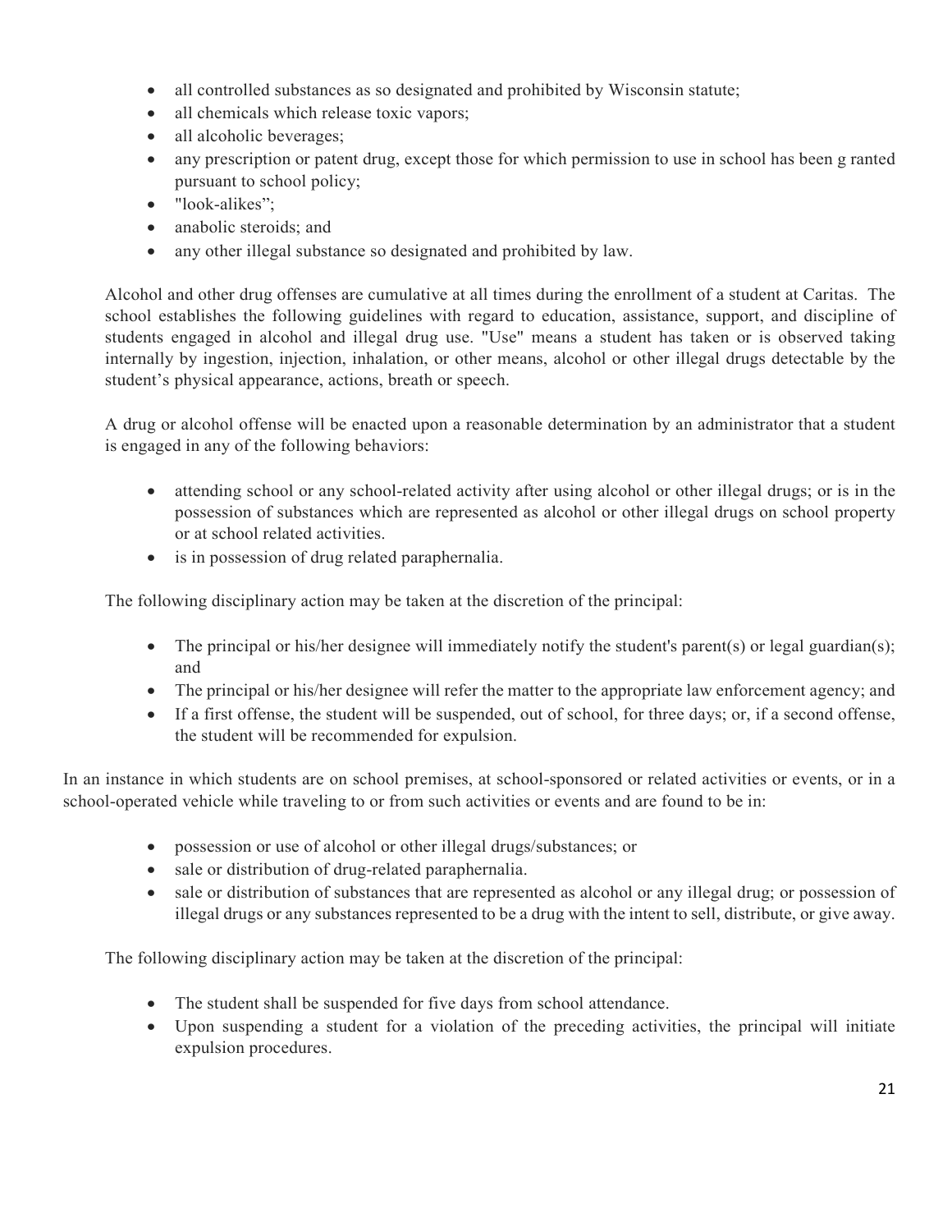- all controlled substances as so designated and prohibited by Wisconsin statute;
- all chemicals which release toxic vapors;
- all alcoholic beverages;
- any prescription or patent drug, except those for which permission to use in school has been g ranted pursuant to school policy;
- "look-alikes";
- anabolic steroids; and
- any other illegal substance so designated and prohibited by law.

Alcohol and other drug offenses are cumulative at all times during the enrollment of a student at Caritas. The school establishes the following guidelines with regard to education, assistance, support, and discipline of students engaged in alcohol and illegal drug use. "Use" means a student has taken or is observed taking internally by ingestion, injection, inhalation, or other means, alcohol or other illegal drugs detectable by the student's physical appearance, actions, breath or speech.

A drug or alcohol offense will be enacted upon a reasonable determination by an administrator that a student is engaged in any of the following behaviors:

- attending school or any school-related activity after using alcohol or other illegal drugs; or is in the possession of substances which are represented as alcohol or other illegal drugs on school property or at school related activities.
- is in possession of drug related paraphernalia.

The following disciplinary action may be taken at the discretion of the principal:

- The principal or his/her designee will immediately notify the student's parent(s) or legal guardian(s); and
- The principal or his/her designee will refer the matter to the appropriate law enforcement agency; and
- If a first offense, the student will be suspended, out of school, for three days; or, if a second offense, the student will be recommended for expulsion.

In an instance in which students are on school premises, at school-sponsored or related activities or events, or in a school-operated vehicle while traveling to or from such activities or events and are found to be in:

- possession or use of alcohol or other illegal drugs/substances; or
- sale or distribution of drug-related paraphernalia.
- sale or distribution of substances that are represented as alcohol or any illegal drug; or possession of illegal drugs or any substances represented to be a drug with the intent to sell, distribute, or give away.

The following disciplinary action may be taken at the discretion of the principal:

- The student shall be suspended for five days from school attendance.
- Upon suspending a student for a violation of the preceding activities, the principal will initiate expulsion procedures.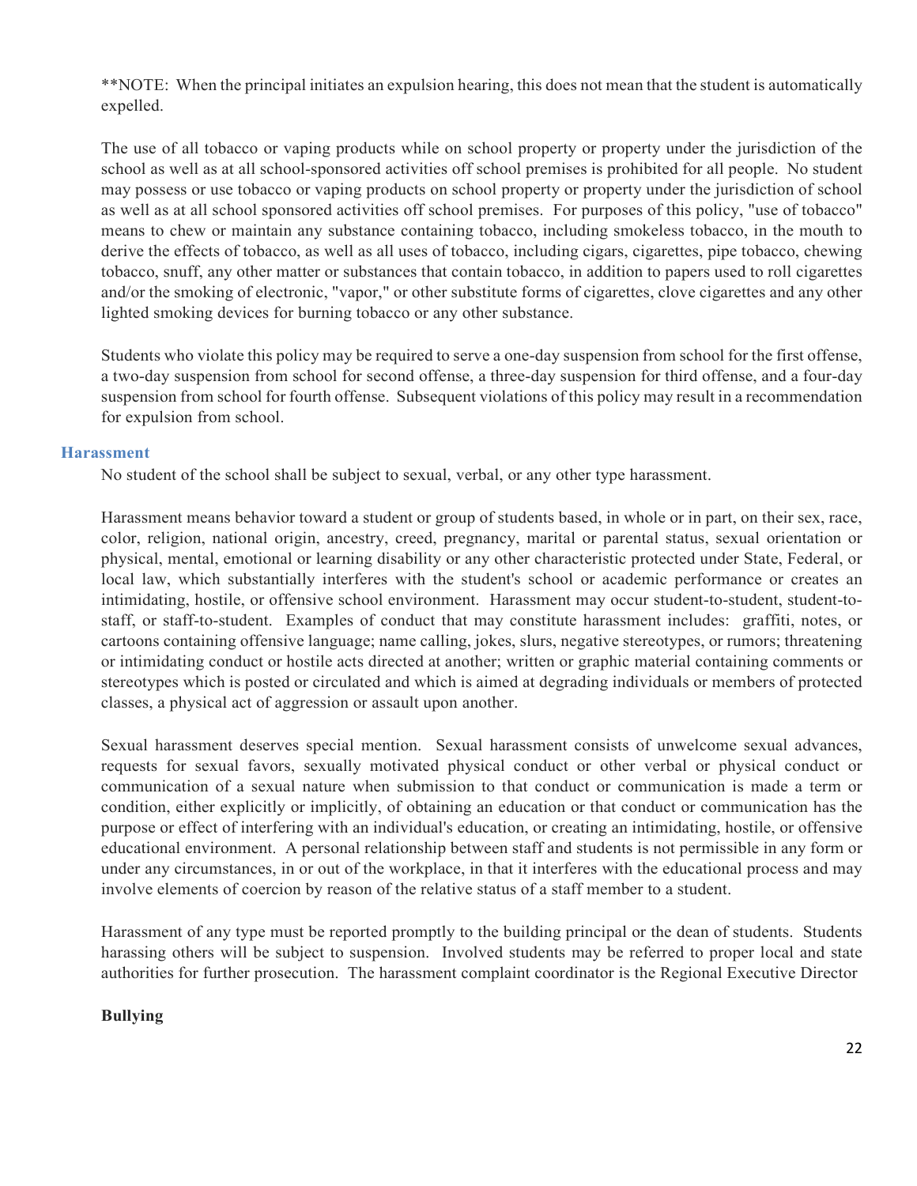**NOTE: When the principal initiates an expulsion hearing, this does not mean that the student is automatically expelled.

The use of all tobacco or vaping products while on school property or property under the jurisdiction of the school as well as at all school-sponsored activities off school premises is prohibited for all people. No student may possess or use tobacco or vaping products on school property or property under the jurisdiction of school as well as at all school sponsored activities off school premises. For purposes of this policy, "use of tobacco" means to chew or maintain any substance containing tobacco, including smokeless tobacco, in the mouth to derive the effects of tobacco, as well as all uses of tobacco, including cigars, cigarettes, pipe tobacco, chewing tobacco, snuff, any other matter or substances that contain tobacco, in addition to papers used to roll cigarettes and/or the smoking of electronic, "vapor," or other substitute forms of cigarettes, clove cigarettes and any other lighted smoking devices for burning tobacco or any other substance.

Students who violate this policy may be required to serve a one-day suspension from school for the first offense, a two-day suspension from school for second offense, a three-day suspension for third offense, and a four-day suspension from school for fourth offense. Subsequent violations of this policy may result in a recommendation for expulsion from school.

## Harassment

No student of the school shall be subject to sexual, verbal, or any other type harassment.

Harassment means behavior toward a student or group of students based, in whole or in part, on their sex, race, color, religion, national origin, ancestry, creed, pregnancy, marital or parental status, sexual orientation or physical, mental, emotional or learning disability or any other characteristic protected under State, Federal, or local law, which substantially interferes with the student's school or academic performance or creates an intimidating, hostile, or offensive school environment. Harassment may occur student-to-student, student-to-staff, or staff-to-student. Examples of conduct that may constitute harassment includes: graffiti, notes, or cartoons containing offensive language; name calling, jokes, slurs, negative stereotypes, or rumors; threatening or intimidating conduct or hostile acts directed at another; written or graphic material containing comments or stereotypes which is posted or circulated and which is aimed at degrading individuals or members of protected classes, a physical act of aggression or assault upon another.

Sexual harassment deserves special mention. Sexual harassment consists of unwelcome sexual advances, requests for sexual favors, sexually motivated physical conduct or other verbal or physical conduct or communication of a sexual nature when submission to that conduct or communication is made a term or condition, either explicitly or implicitly, of obtaining an education or that conduct or communication has the purpose or effect of interfering with an individual's education, or creating an intimidating, hostile, or offensive educational environment. A personal relationship between staff and students is not permissible in any form or under any circumstances, in or out of the workplace, in that it interferes with the educational process and may involve elements of coercion by reason of the relative status of a staff member to a student.

Harassment of any type must be reported promptly to the building principal or the dean of students. Students harassing others will be subject to suspension. Involved students may be referred to proper local and state authorities for further prosecution. The harassment complaint coordinator is the Regional Executive Director

**Bullying**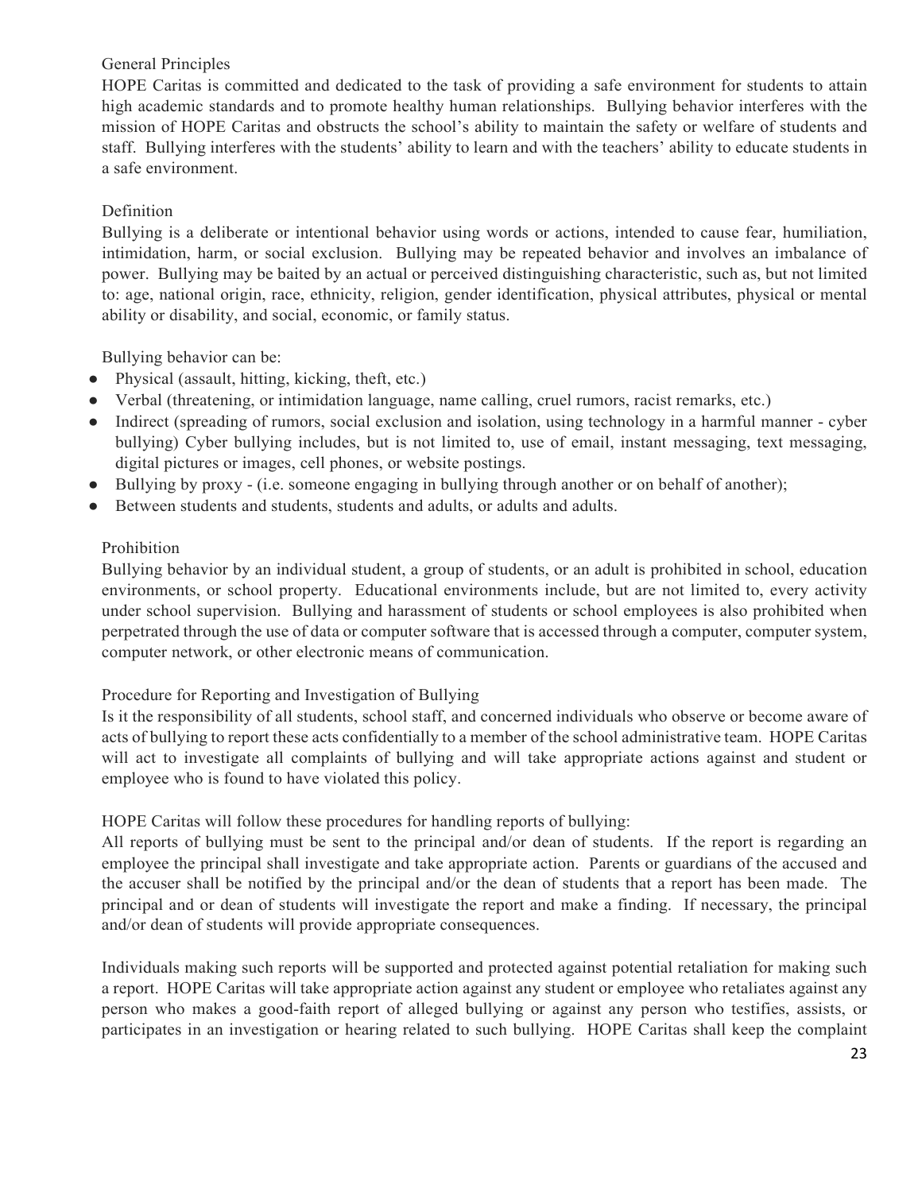### General Principles

HOPE Caritas is committed and dedicated to the task of providing a safe environment for students to attain high academic standards and to promote healthy human relationships. Bullying behavior interferes with the mission of HOPE Caritas and obstructs the school's ability to maintain the safety or welfare of students and staff. Bullying interferes with the students' ability to learn and with the teachers' ability to educate students in a safe environment.

### Definition

Bullying is a deliberate or intentional behavior using words or actions, intended to cause fear, humiliation, intimidation, harm, or social exclusion. Bullying may be repeated behavior and involves an imbalance of power. Bullying may be baited by an actual or perceived distinguishing characteristic, such as, but not limited to: age, national origin, race, ethnicity, religion, gender identification, physical attributes, physical or mental ability or disability, and social, economic, or family status.

Bullying behavior can be:

- Physical (assault, hitting, kicking, theft, etc.)
- Verbal (threatening, or intimidation language, name calling, cruel rumors, racist remarks, etc.)
- Indirect (spreading of rumors, social exclusion and isolation, using technology in a harmful manner - cyber bullying) Cyber bullying includes, but is not limited to, use of email, instant messaging, text messaging, digital pictures or images, cell phones, or website postings.
- Bullying by proxy - (i.e. someone engaging in bullying through another or on behalf of another);
- Between students and students, students and adults, or adults and adults.

### Prohibition

Bullying behavior by an individual student, a group of students, or an adult is prohibited in school, education environments, or school property. Educational environments include, but are not limited to, every activity under school supervision. Bullying and harassment of students or school employees is also prohibited when perpetrated through the use of data or computer software that is accessed through a computer, computer system, computer network, or other electronic means of communication.

### Procedure for Reporting and Investigation of Bullying

Is it the responsibility of all students, school staff, and concerned individuals who observe or become aware of acts of bullying to report these acts confidentially to a member of the school administrative team. HOPE Caritas will act to investigate all complaints of bullying and will take appropriate actions against and student or employee who is found to have violated this policy.

HOPE Caritas will follow these procedures for handling reports of bullying:

All reports of bullying must be sent to the principal and/or dean of students. If the report is regarding an employee the principal shall investigate and take appropriate action. Parents or guardians of the accused and the accuser shall be notified by the principal and/or the dean of students that a report has been made. The principal and or dean of students will investigate the report and make a finding. If necessary, the principal and/or dean of students will provide appropriate consequences.

Individuals making such reports will be supported and protected against potential retaliation for making such a report. HOPE Caritas will take appropriate action against any student or employee who retaliates against any person who makes a good-faith report of alleged bullying or against any person who testifies, assists, or participates in an investigation or hearing related to such bullying. HOPE Caritas shall keep the complaint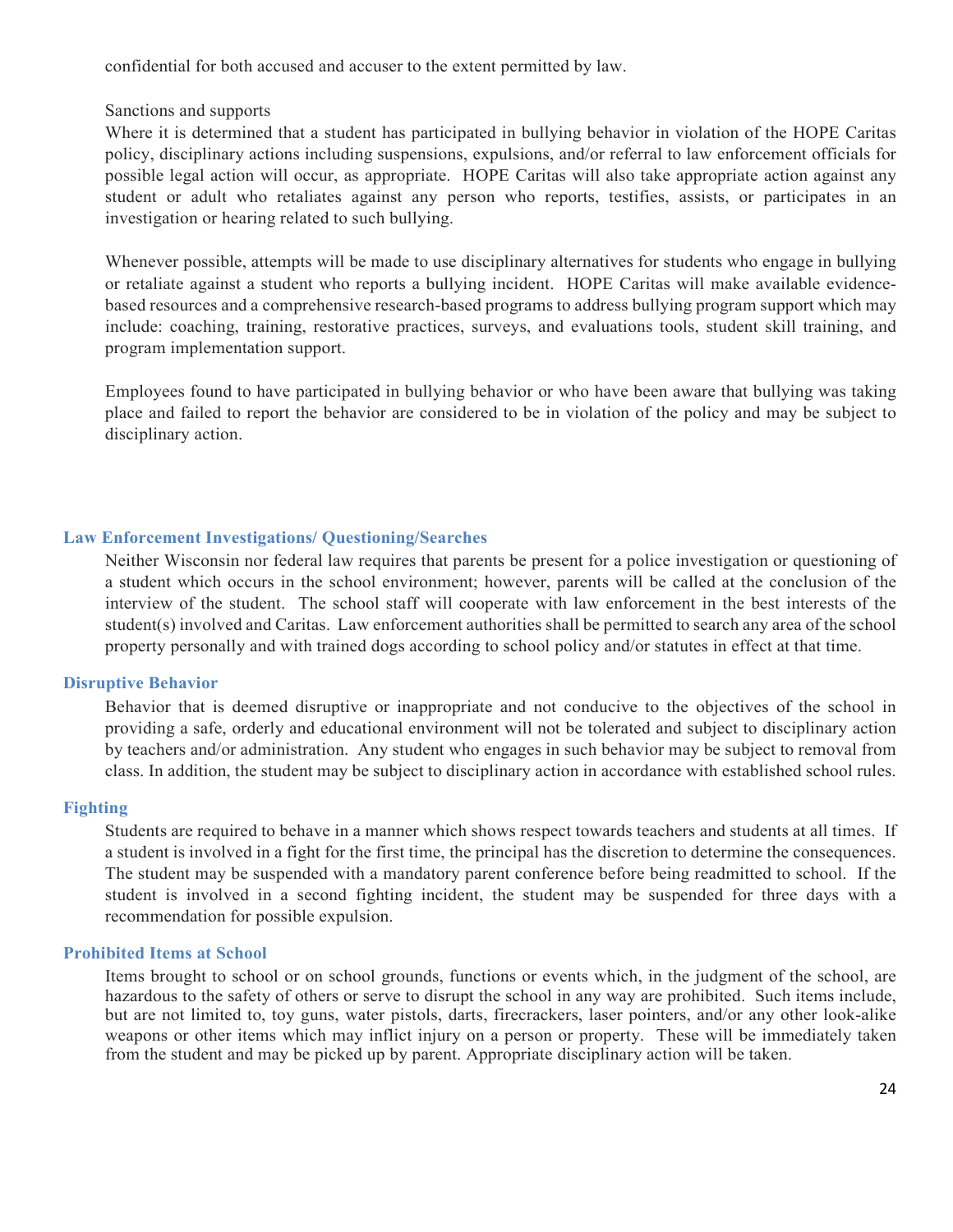confidential for both accused and accuser to the extent permitted by law.

Sanctions and supports

Where it is determined that a student has participated in bullying behavior in violation of the HOPE Caritas policy, disciplinary actions including suspensions, expulsions, and/or referral to law enforcement officials for possible legal action will occur, as appropriate. HOPE Caritas will also take appropriate action against any student or adult who retaliates against any person who reports, testifies, assists, or participates in an investigation or hearing related to such bullying.

Whenever possible, attempts will be made to use disciplinary alternatives for students who engage in bullying or retaliate against a student who reports a bullying incident. HOPE Caritas will make available evidence-based resources and a comprehensive research-based programs to address bullying program support which may include: coaching, training, restorative practices, surveys, and evaluations tools, student skill training, and program implementation support.

Employees found to have participated in bullying behavior or who have been aware that bullying was taking place and failed to report the behavior are considered to be in violation of the policy and may be subject to disciplinary action.

### Law Enforcement Investigations/ Questioning/Searches

Neither Wisconsin nor federal law requires that parents be present for a police investigation or questioning of a student which occurs in the school environment; however, parents will be called at the conclusion of the interview of the student. The school staff will cooperate with law enforcement in the best interests of the student(s) involved and Caritas. Law enforcement authorities shall be permitted to search any area of the school property personally and with trained dogs according to school policy and/or statutes in effect at that time.

### Disruptive Behavior

Behavior that is deemed disruptive or inappropriate and not conducive to the objectives of the school in providing a safe, orderly and educational environment will not be tolerated and subject to disciplinary action by teachers and/or administration. Any student who engages in such behavior may be subject to removal from class. In addition, the student may be subject to disciplinary action in accordance with established school rules.

### Fighting

Students are required to behave in a manner which shows respect towards teachers and students at all times. If a student is involved in a fight for the first time, the principal has the discretion to determine the consequences. The student may be suspended with a mandatory parent conference before being readmitted to school. If the student is involved in a second fighting incident, the student may be suspended for three days with a recommendation for possible expulsion.

### Prohibited Items at School

Items brought to school or on school grounds, functions or events which, in the judgment of the school, are hazardous to the safety of others or serve to disrupt the school in any way are prohibited. Such items include, but are not limited to, toy guns, water pistols, darts, firecrackers, laser pointers, and/or any other look-alike weapons or other items which may inflict injury on a person or property. These will be immediately taken from the student and may be picked up by parent. Appropriate disciplinary action will be taken.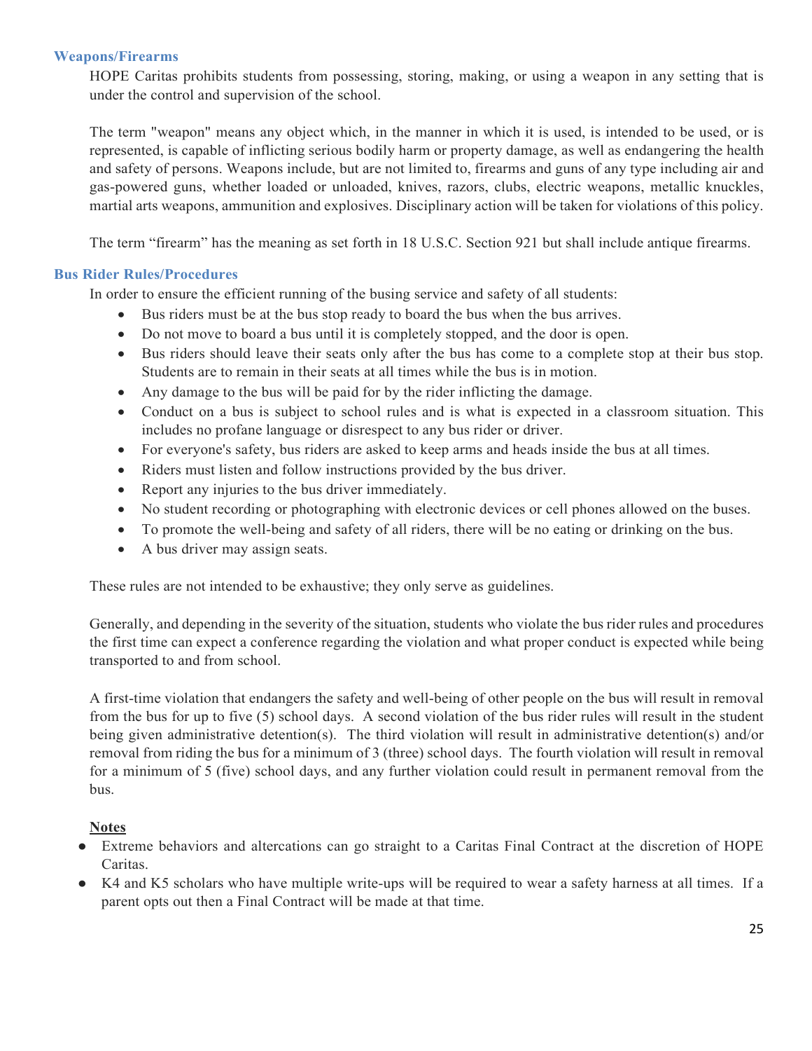### Weapons/Firearms

HOPE Caritas prohibits students from possessing, storing, making, or using a weapon in any setting that is under the control and supervision of the school.

The term "weapon" means any object which, in the manner in which it is used, is intended to be used, or is represented, is capable of inflicting serious bodily harm or property damage, as well as endangering the health and safety of persons. Weapons include, but are not limited to, firearms and guns of any type including air and gas-powered guns, whether loaded or unloaded, knives, razors, clubs, electric weapons, metallic knuckles, martial arts weapons, ammunition and explosives. Disciplinary action will be taken for violations of this policy.

The term "firearm" has the meaning as set forth in 18 U.S.C. Section 921 but shall include antique firearms.

### Bus Rider Rules/Procedures

In order to ensure the efficient running of the busing service and safety of all students:

- Bus riders must be at the bus stop ready to board the bus when the bus arrives.
- Do not move to board a bus until it is completely stopped, and the door is open.
- Bus riders should leave their seats only after the bus has come to a complete stop at their bus stop. Students are to remain in their seats at all times while the bus is in motion.
- Any damage to the bus will be paid for by the rider inflicting the damage.
- Conduct on a bus is subject to school rules and is what is expected in a classroom situation. This includes no profane language or disrespect to any bus rider or driver.
- For everyone's safety, bus riders are asked to keep arms and heads inside the bus at all times.
- Riders must listen and follow instructions provided by the bus driver.
- Report any injuries to the bus driver immediately.
- No student recording or photographing with electronic devices or cell phones allowed on the buses.
- To promote the well-being and safety of all riders, there will be no eating or drinking on the bus.
- A bus driver may assign seats.

These rules are not intended to be exhaustive; they only serve as guidelines.

Generally, and depending in the severity of the situation, students who violate the bus rider rules and procedures the first time can expect a conference regarding the violation and what proper conduct is expected while being transported to and from school.

A first-time violation that endangers the safety and well-being of other people on the bus will result in removal from the bus for up to five (5) school days. A second violation of the bus rider rules will result in the student being given administrative detention(s). The third violation will result in administrative detention(s) and/or removal from riding the bus for a minimum of 3 (three) school days. The fourth violation will result in removal for a minimum of 5 (five) school days, and any further violation could result in permanent removal from the bus.

<u>**Notes**</u>

- Extreme behaviors and altercations can go straight to a Caritas Final Contract at the discretion of HOPE Caritas.
- K4 and K5 scholars who have multiple write-ups will be required to wear a safety harness at all times. If a parent opts out then a Final Contract will be made at that time.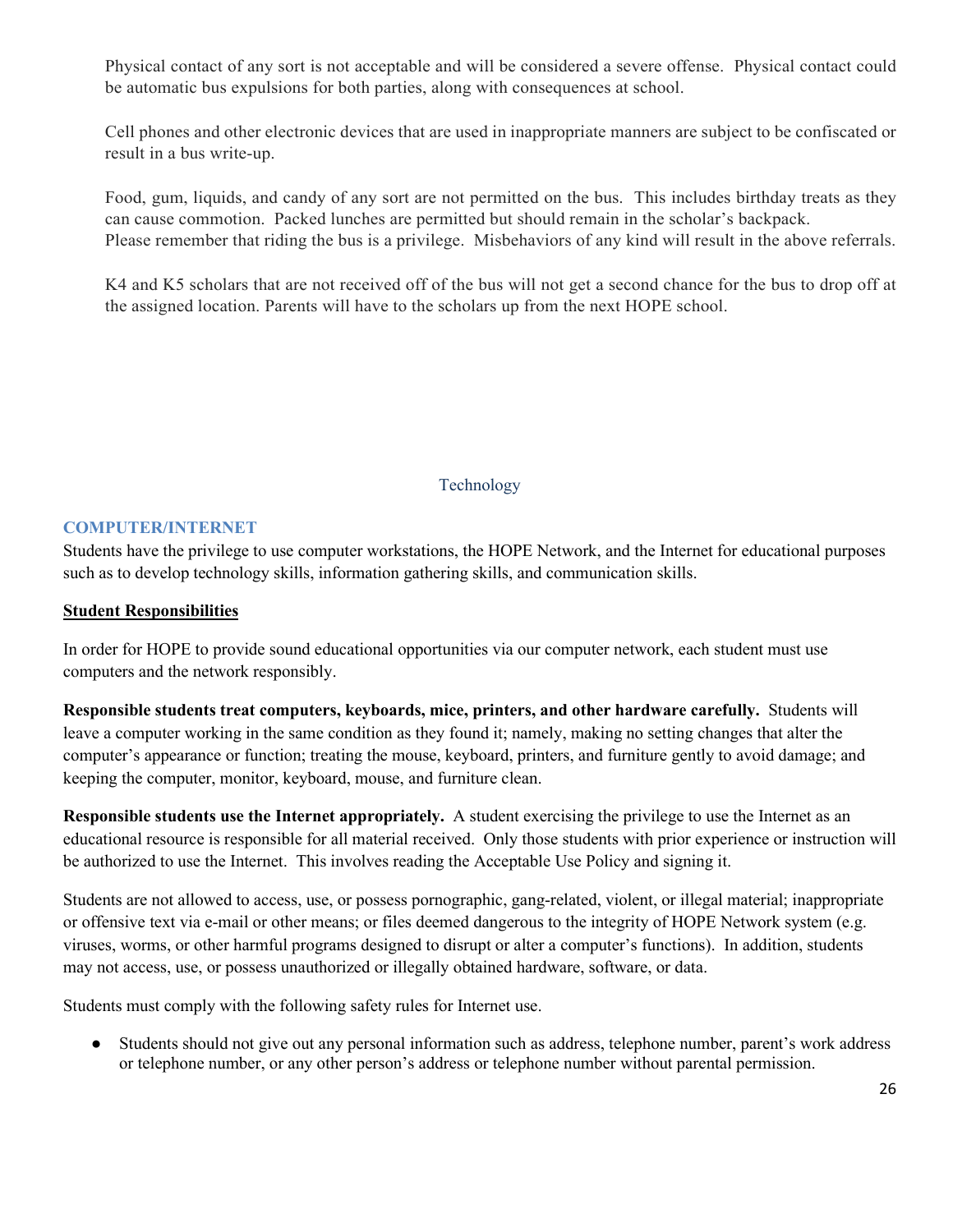Physical contact of any sort is not acceptable and will be considered a severe offense. Physical contact could be automatic bus expulsions for both parties, along with consequences at school.

Cell phones and other electronic devices that are used in inappropriate manners are subject to be confiscated or result in a bus write-up.

Food, gum, liquids, and candy of any sort are not permitted on the bus. This includes birthday treats as they can cause commotion. Packed lunches are permitted but should remain in the scholar's backpack.
Please remember that riding the bus is a privilege. Misbehaviors of any kind will result in the above referrals.

K4 and K5 scholars that are not received off of the bus will not get a second chance for the bus to drop off at the assigned location. Parents will have to the scholars up from the next HOPE school.

## Technology

### COMPUTER/INTERNET

Students have the privilege to use computer workstations, the HOPE Network, and the Internet for educational purposes such as to develop technology skills, information gathering skills, and communication skills.

**Student Responsibilities**

In order for HOPE to provide sound educational opportunities via our computer network, each student must use computers and the network responsibly.

**Responsible students treat computers, keyboards, mice, printers, and other hardware carefully.** Students will leave a computer working in the same condition as they found it; namely, making no setting changes that alter the computer's appearance or function; treating the mouse, keyboard, printers, and furniture gently to avoid damage; and keeping the computer, monitor, keyboard, mouse, and furniture clean.

**Responsible students use the Internet appropriately.** A student exercising the privilege to use the Internet as an educational resource is responsible for all material received. Only those students with prior experience or instruction will be authorized to use the Internet. This involves reading the Acceptable Use Policy and signing it.

Students are not allowed to access, use, or possess pornographic, gang-related, violent, or illegal material; inappropriate or offensive text via e-mail or other means; or files deemed dangerous to the integrity of HOPE Network system (e.g. viruses, worms, or other harmful programs designed to disrupt or alter a computer's functions). In addition, students may not access, use, or possess unauthorized or illegally obtained hardware, software, or data.

Students must comply with the following safety rules for Internet use.

- Students should not give out any personal information such as address, telephone number, parent's work address or telephone number, or any other person's address or telephone number without parental permission.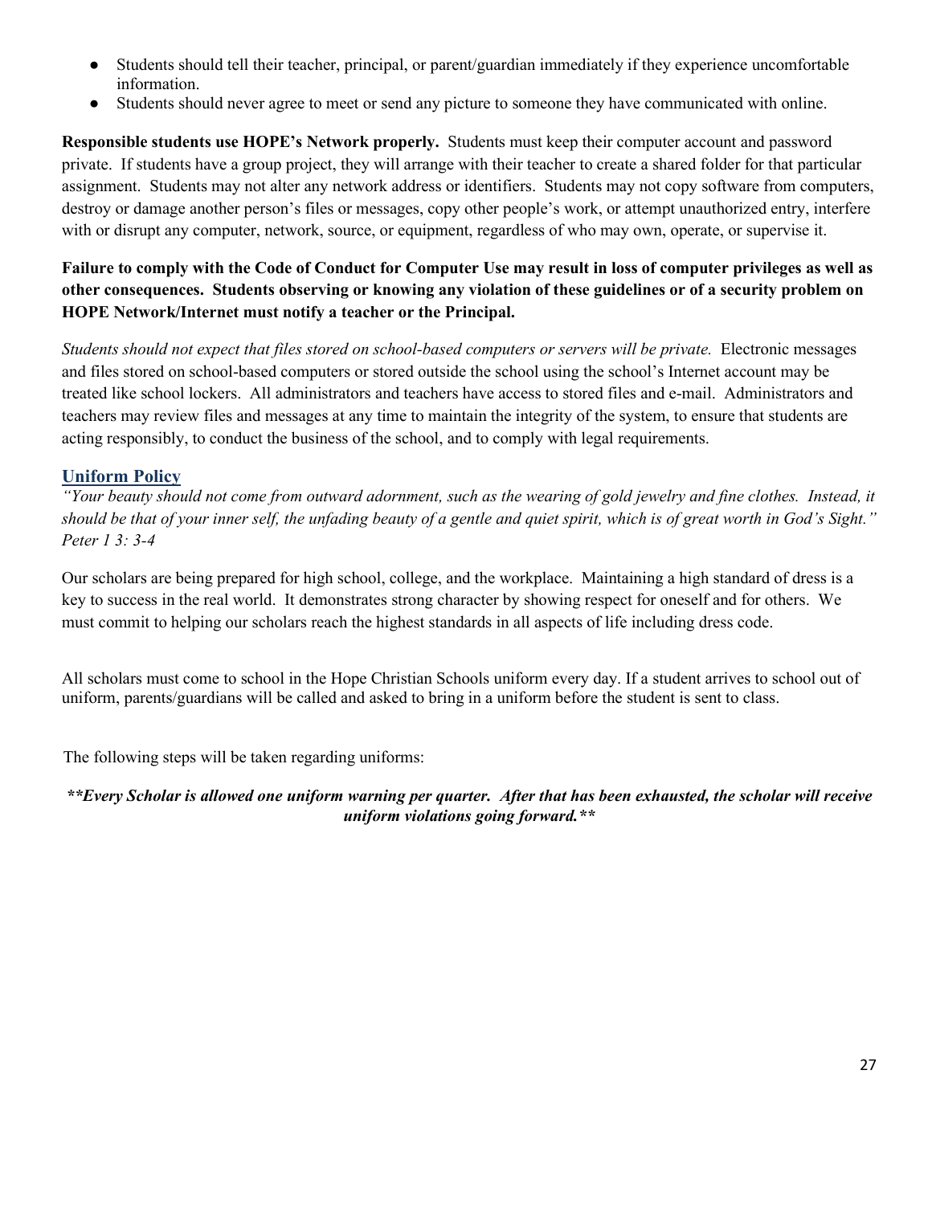- Students should tell their teacher, principal, or parent/guardian immediately if they experience uncomfortable information.
- Students should never agree to meet or send any picture to someone they have communicated with online.

**Responsible students use HOPE's Network properly.** Students must keep their computer account and password private. If students have a group project, they will arrange with their teacher to create a shared folder for that particular assignment. Students may not alter any network address or identifiers. Students may not copy software from computers, destroy or damage another person's files or messages, copy other people's work, or attempt unauthorized entry, interfere with or disrupt any computer, network, source, or equipment, regardless of who may own, operate, or supervise it.

**Failure to comply with the Code of Conduct for Computer Use may result in loss of computer privileges as well as other consequences. Students observing or knowing any violation of these guidelines or of a security problem on HOPE Network/Internet must notify a teacher or the Principal.**

*Students should not expect that files stored on school-based computers or servers will be private.* Electronic messages and files stored on school-based computers or stored outside the school using the school's Internet account may be treated like school lockers. All administrators and teachers have access to stored files and e-mail. Administrators and teachers may review files and messages at any time to maintain the integrity of the system, to ensure that students are acting responsibly, to conduct the business of the school, and to comply with legal requirements.

## Uniform Policy

*"Your beauty should not come from outward adornment, such as the wearing of gold jewelry and fine clothes. Instead, it should be that of your inner self, the unfading beauty of a gentle and quiet spirit, which is of great worth in God's Sight." Peter 1 3: 3-4*

Our scholars are being prepared for high school, college, and the workplace. Maintaining a high standard of dress is a key to success in the real world. It demonstrates strong character by showing respect for oneself and for others. We must commit to helping our scholars reach the highest standards in all aspects of life including dress code.

All scholars must come to school in the Hope Christian Schools uniform every day. If a student arrives to school out of uniform, parents/guardians will be called and asked to bring in a uniform before the student is sent to class.

The following steps will be taken regarding uniforms:

***\*\*Every Scholar is allowed one uniform warning per quarter. After that has been exhausted, the scholar will receive uniform violations going forward.\*\****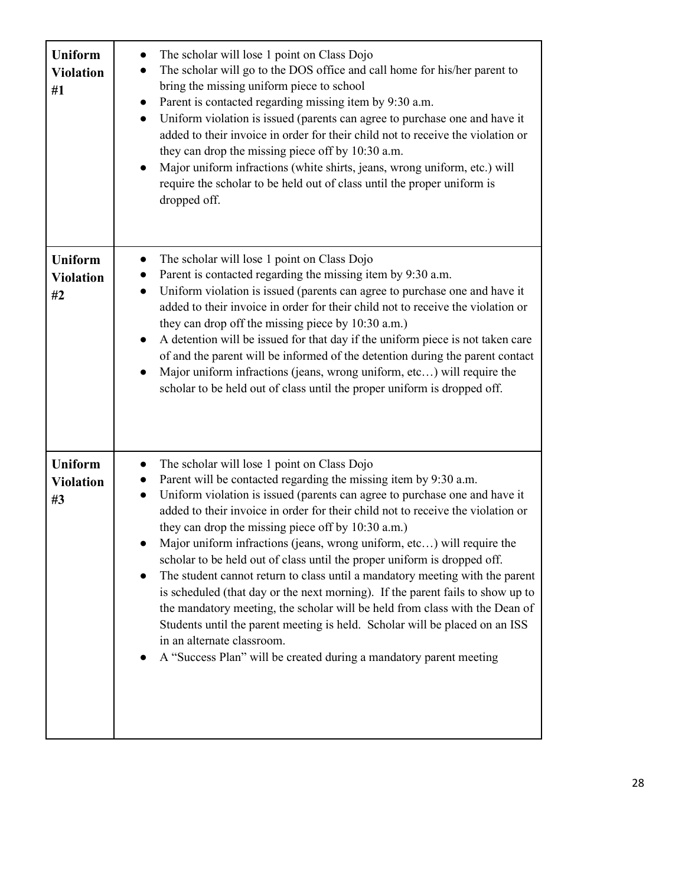| | |
|---|---|
| **Uniform Violation #1** | • The scholar will lose 1 point on Class Dojo<br>• The scholar will go to the DOS office and call home for his/her parent to bring the missing uniform piece to school<br>• Parent is contacted regarding missing item by 9:30 a.m.<br>• Uniform violation is issued (parents can agree to purchase one and have it added to their invoice in order for their child not to receive the violation or they can drop the missing piece off by 10:30 a.m.<br>• Major uniform infractions (white shirts, jeans, wrong uniform, etc.) will require the scholar to be held out of class until the proper uniform is dropped off. |
| **Uniform Violation #2** | • The scholar will lose 1 point on Class Dojo<br>• Parent is contacted regarding the missing item by 9:30 a.m.<br>• Uniform violation is issued (parents can agree to purchase one and have it added to their invoice in order for their child not to receive the violation or they can drop off the missing piece by 10:30 a.m.)<br>• A detention will be issued for that day if the uniform piece is not taken care of and the parent will be informed of the detention during the parent contact<br>• Major uniform infractions (jeans, wrong uniform, etc…) will require the scholar to be held out of class until the proper uniform is dropped off. |
| **Uniform Violation #3** | • The scholar will lose 1 point on Class Dojo<br>• Parent will be contacted regarding the missing item by 9:30 a.m.<br>• Uniform violation is issued (parents can agree to purchase one and have it added to their invoice in order for their child not to receive the violation or they can drop the missing piece off by 10:30 a.m.)<br>• Major uniform infractions (jeans, wrong uniform, etc…) will require the scholar to be held out of class until the proper uniform is dropped off.<br>• The student cannot return to class until a mandatory meeting with the parent is scheduled (that day or the next morning). If the parent fails to show up to the mandatory meeting, the scholar will be held from class with the Dean of Students until the parent meeting is held. Scholar will be placed on an ISS in an alternate classroom.<br>• A "Success Plan" will be created during a mandatory parent meeting |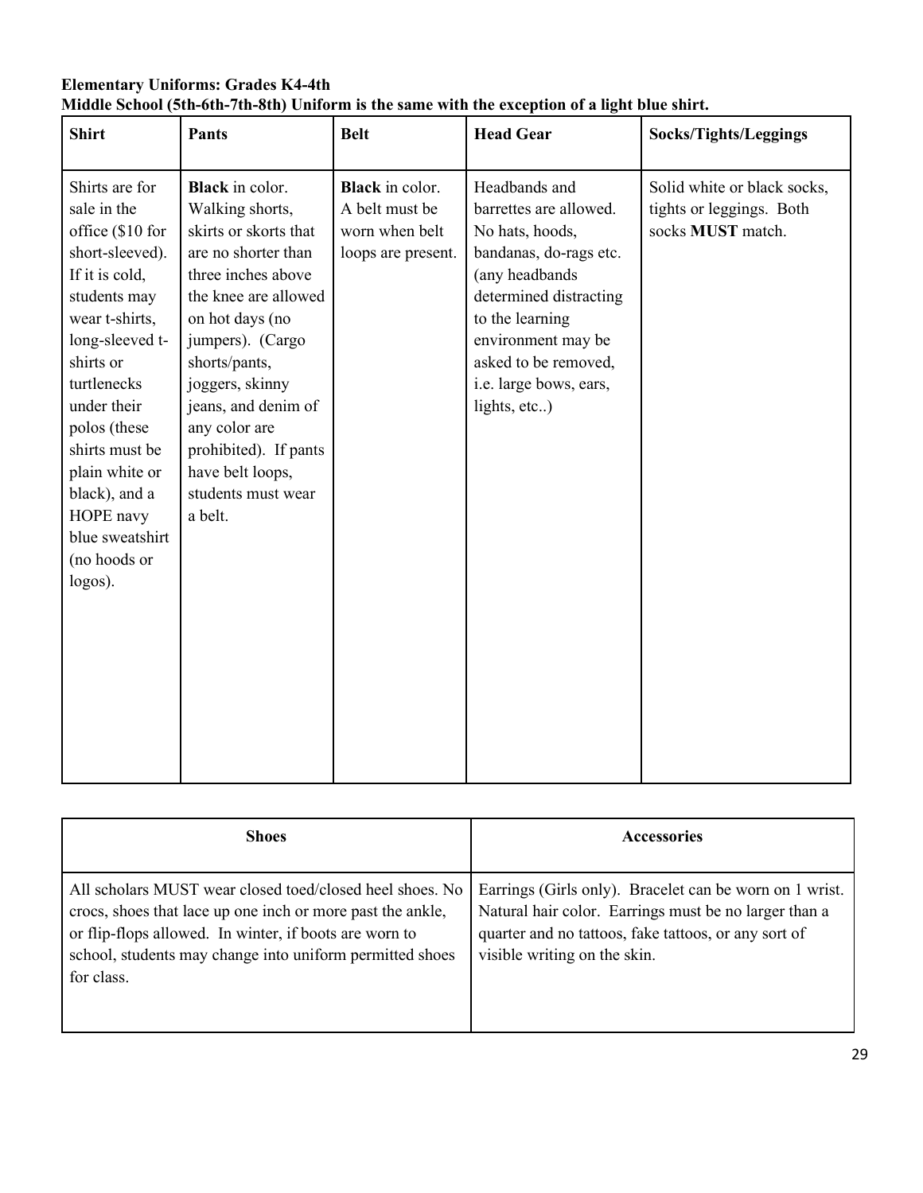**Elementary Uniforms: Grades K4-4th**
**Middle School (5th-6th-7th-8th) Uniform is the same with the exception of a light blue shirt.**

| Shirt | Pants | Belt | Head Gear | Socks/Tights/Leggings |
|---|---|---|---|---|
| Shirts are for sale in the office ($10 for short-sleeved). If it is cold, students may wear t-shirts, long-sleeved t-shirts or turtlenecks under their polos (these shirts must be plain white or black), and a HOPE navy blue sweatshirt (no hoods or logos). | **Black** in color. Walking shorts, skirts or skorts that are no shorter than three inches above the knee are allowed on hot days (no jumpers). (Cargo shorts/pants, joggers, skinny jeans, and denim of any color are prohibited). If pants have belt loops, students must wear a belt. | **Black** in color. A belt must be worn when belt loops are present. | Headbands and barrettes are allowed. No hats, hoods, bandanas, do-rags etc. (any headbands determined distracting to the learning environment may be asked to be removed, i.e. large bows, ears, lights, etc..) | Solid white or black socks, tights or leggings. Both socks **MUST** match. |

| Shoes | Accessories |
|---|---|
| All scholars MUST wear closed toed/closed heel shoes. No crocs, shoes that lace up one inch or more past the ankle, or flip-flops allowed. In winter, if boots are worn to school, students may change into uniform permitted shoes for class. | Earrings (Girls only). Bracelet can be worn on 1 wrist. Natural hair color. Earrings must be no larger than a quarter and no tattoos, fake tattoos, or any sort of visible writing on the skin. |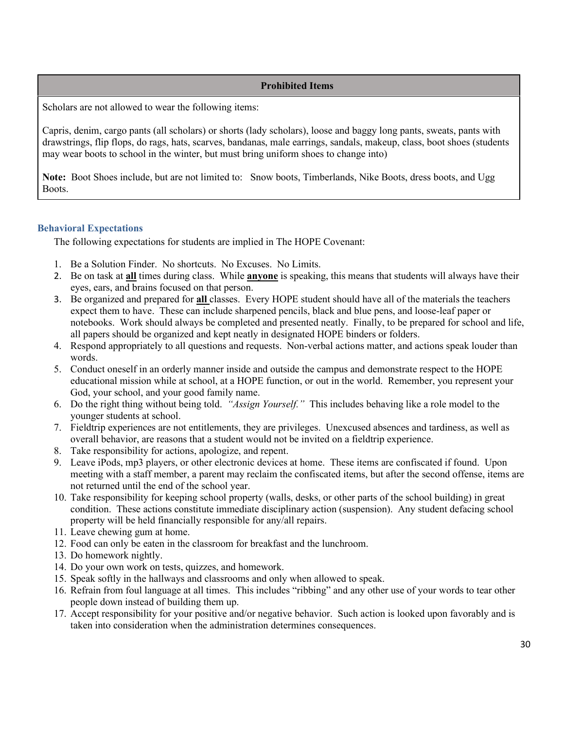| Prohibited Items |
| --- |
| Scholars are not allowed to wear the following items:<br><br>Capris, denim, cargo pants (all scholars) or shorts (lady scholars), loose and baggy long pants, sweats, pants with drawstrings, flip flops, do rags, hats, scarves, bandanas, male earrings, sandals, makeup, class, boot shoes (students may wear boots to school in the winter, but must bring uniform shoes to change into)<br><br>**Note:** Boot Shoes include, but are not limited to: Snow boots, Timberlands, Nike Boots, dress boots, and Ugg Boots. |

### Behavioral Expectations

The following expectations for students are implied in The HOPE Covenant:

1. Be a Solution Finder. No shortcuts. No Excuses. No Limits.
2. Be on task at **all** times during class. While **anyone** is speaking, this means that students will always have their eyes, ears, and brains focused on that person.
3. Be organized and prepared for **all** classes. Every HOPE student should have all of the materials the teachers expect them to have. These can include sharpened pencils, black and blue pens, and loose-leaf paper or notebooks. Work should always be completed and presented neatly. Finally, to be prepared for school and life, all papers should be organized and kept neatly in designated HOPE binders or folders.
4. Respond appropriately to all questions and requests. Non-verbal actions matter, and actions speak louder than words.
5. Conduct oneself in an orderly manner inside and outside the campus and demonstrate respect to the HOPE educational mission while at school, at a HOPE function, or out in the world. Remember, you represent your God, your school, and your good family name.
6. Do the right thing without being told. *"Assign Yourself."* This includes behaving like a role model to the younger students at school.
7. Fieldtrip experiences are not entitlements, they are privileges. Unexcused absences and tardiness, as well as overall behavior, are reasons that a student would not be invited on a fieldtrip experience.
8. Take responsibility for actions, apologize, and repent.
9. Leave iPods, mp3 players, or other electronic devices at home. These items are confiscated if found. Upon meeting with a staff member, a parent may reclaim the confiscated items, but after the second offense, items are not returned until the end of the school year.
10. Take responsibility for keeping school property (walls, desks, or other parts of the school building) in great condition. These actions constitute immediate disciplinary action (suspension). Any student defacing school property will be held financially responsible for any/all repairs.
11. Leave chewing gum at home.
12. Food can only be eaten in the classroom for breakfast and the lunchroom.
13. Do homework nightly.
14. Do your own work on tests, quizzes, and homework.
15. Speak softly in the hallways and classrooms and only when allowed to speak.
16. Refrain from foul language at all times. This includes "ribbing" and any other use of your words to tear other people down instead of building them up.
17. Accept responsibility for your positive and/or negative behavior. Such action is looked upon favorably and is taken into consideration when the administration determines consequences.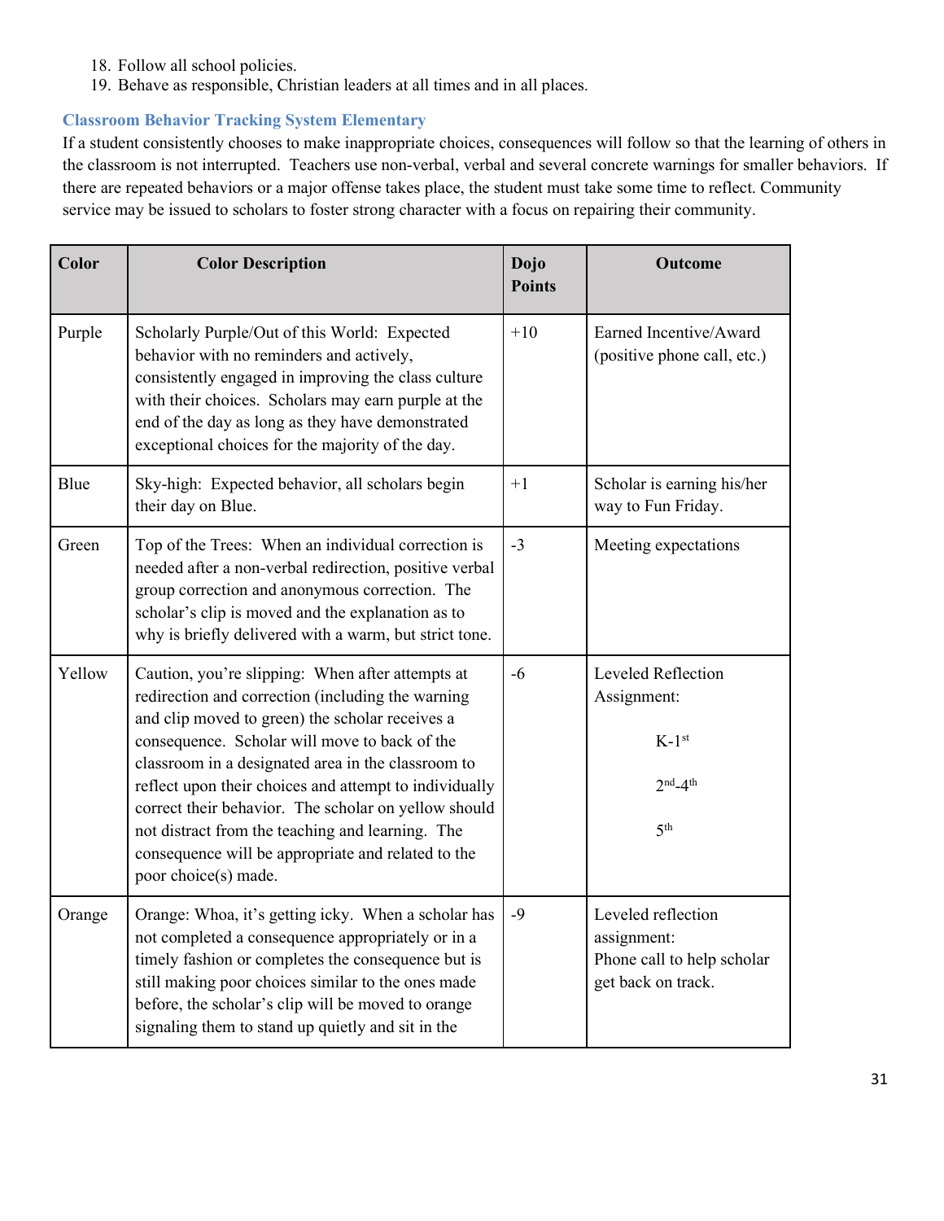18. Follow all school policies.
19. Behave as responsible, Christian leaders at all times and in all places.

### Classroom Behavior Tracking System Elementary

If a student consistently chooses to make inappropriate choices, consequences will follow so that the learning of others in the classroom is not interrupted. Teachers use non-verbal, verbal and several concrete warnings for smaller behaviors. If there are repeated behaviors or a major offense takes place, the student must take some time to reflect. Community service may be issued to scholars to foster strong character with a focus on repairing their community.

| Color | Color Description | Dojo Points | Outcome |
|---|---|---|---|
| Purple | Scholarly Purple/Out of this World: Expected behavior with no reminders and actively, consistently engaged in improving the class culture with their choices. Scholars may earn purple at the end of the day as long as they have demonstrated exceptional choices for the majority of the day. | +10 | Earned Incentive/Award (positive phone call, etc.) |
| Blue | Sky-high: Expected behavior, all scholars begin their day on Blue. | +1 | Scholar is earning his/her way to Fun Friday. |
| Green | Top of the Trees: When an individual correction is needed after a non-verbal redirection, positive verbal group correction and anonymous correction. The scholar's clip is moved and the explanation as to why is briefly delivered with a warm, but strict tone. | -3 | Meeting expectations |
| Yellow | Caution, you're slipping: When after attempts at redirection and correction (including the warning and clip moved to green) the scholar receives a consequence. Scholar will move to back of the classroom in a designated area in the classroom to reflect upon their choices and attempt to individually correct their behavior. The scholar on yellow should not distract from the teaching and learning. The consequence will be appropriate and related to the poor choice(s) made. | -6 | Leveled Reflection Assignment:<br><br>K-1st<br><br>2nd-4th<br><br>5th |
| Orange | Orange: Whoa, it's getting icky. When a scholar has not completed a consequence appropriately or in a timely fashion or completes the consequence but is still making poor choices similar to the ones made before, the scholar's clip will be moved to orange signaling them to stand up quietly and sit in the | -9 | Leveled reflection assignment:<br>Phone call to help scholar get back on track. |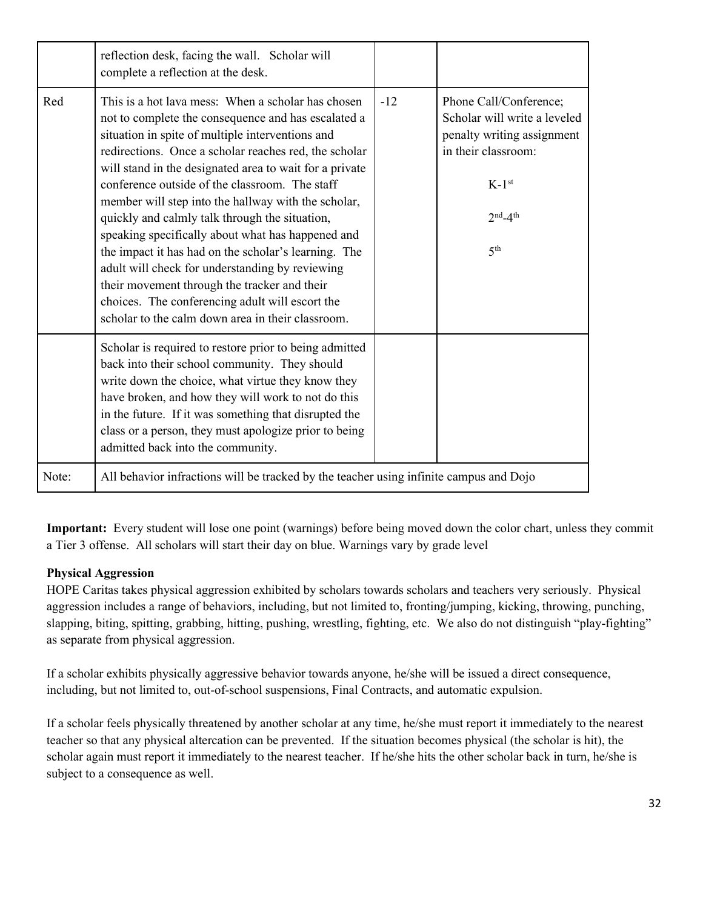| | | | |
|---|---|---|---|
| | reflection desk, facing the wall. Scholar will complete a reflection at the desk. | | |
| Red | This is a hot lava mess: When a scholar has chosen not to complete the consequence and has escalated a situation in spite of multiple interventions and redirections. Once a scholar reaches red, the scholar will stand in the designated area to wait for a private conference outside of the classroom. The staff member will step into the hallway with the scholar, quickly and calmly talk through the situation, speaking specifically about what has happened and the impact it has had on the scholar's learning. The adult will check for understanding by reviewing their movement through the tracker and their choices. The conferencing adult will escort the scholar to the calm down area in their classroom. | -12 | Phone Call/Conference; Scholar will write a leveled penalty writing assignment in their classroom:<br><br>K-1st<br><br>2nd-4th<br><br>5th |
| | Scholar is required to restore prior to being admitted back into their school community. They should write down the choice, what virtue they know they have broken, and how they will work to not do this in the future. If it was something that disrupted the class or a person, they must apologize prior to being admitted back into the community. | | |
| Note: | All behavior infractions will be tracked by the teacher using infinite campus and Dojo | | |

**Important:** Every student will lose one point (warnings) before being moved down the color chart, unless they commit a Tier 3 offense. All scholars will start their day on blue. Warnings vary by grade level

**Physical Aggression**

HOPE Caritas takes physical aggression exhibited by scholars towards scholars and teachers very seriously. Physical aggression includes a range of behaviors, including, but not limited to, fronting/jumping, kicking, throwing, punching, slapping, biting, spitting, grabbing, hitting, pushing, wrestling, fighting, etc. We also do not distinguish "play-fighting" as separate from physical aggression.

If a scholar exhibits physically aggressive behavior towards anyone, he/she will be issued a direct consequence, including, but not limited to, out-of-school suspensions, Final Contracts, and automatic expulsion.

If a scholar feels physically threatened by another scholar at any time, he/she must report it immediately to the nearest teacher so that any physical altercation can be prevented. If the situation becomes physical (the scholar is hit), the scholar again must report it immediately to the nearest teacher. If he/she hits the other scholar back in turn, he/she is subject to a consequence as well.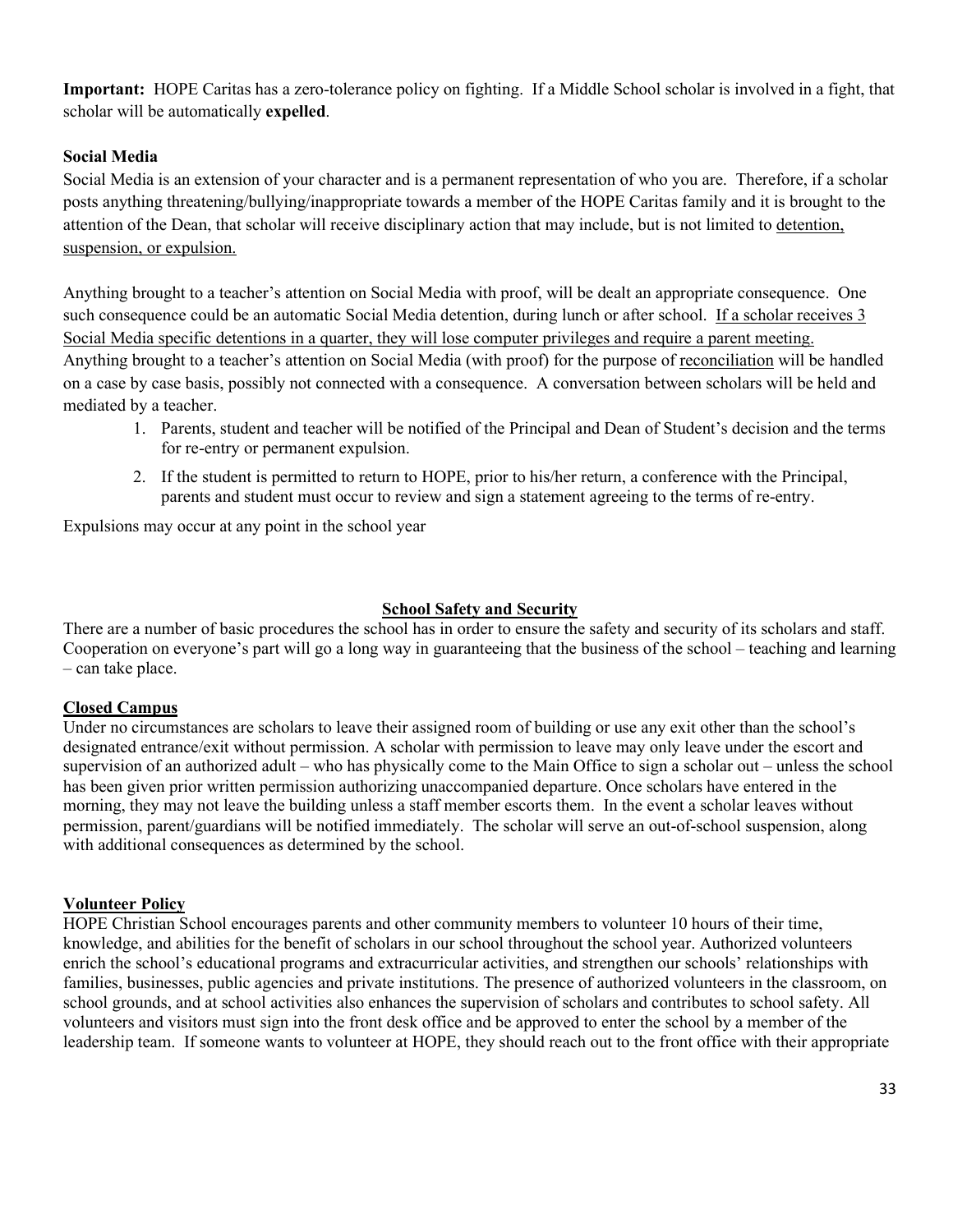**Important:** HOPE Caritas has a zero-tolerance policy on fighting. If a Middle School scholar is involved in a fight, that scholar will be automatically **expelled**.

**Social Media**

Social Media is an extension of your character and is a permanent representation of who you are. Therefore, if a scholar posts anything threatening/bullying/inappropriate towards a member of the HOPE Caritas family and it is brought to the attention of the Dean, that scholar will receive disciplinary action that may include, but is not limited to <u>detention, suspension, or expulsion.</u>

Anything brought to a teacher's attention on Social Media with proof, will be dealt an appropriate consequence. One such consequence could be an automatic Social Media detention, during lunch or after school. <u>If a scholar receives 3 Social Media specific detentions in a quarter, they will lose computer privileges and require a parent meeting.</u> Anything brought to a teacher's attention on Social Media (with proof) for the purpose of <u>reconciliation</u> will be handled on a case by case basis, possibly not connected with a consequence. A conversation between scholars will be held and mediated by a teacher.

1. Parents, student and teacher will be notified of the Principal and Dean of Student's decision and the terms for re-entry or permanent expulsion.
2. If the student is permitted to return to HOPE, prior to his/her return, a conference with the Principal, parents and student must occur to review and sign a statement agreeing to the terms of re-entry.

Expulsions may occur at any point in the school year

## School Safety and Security

There are a number of basic procedures the school has in order to ensure the safety and security of its scholars and staff. Cooperation on everyone's part will go a long way in guaranteeing that the business of the school – teaching and learning – can take place.

### Closed Campus

Under no circumstances are scholars to leave their assigned room of building or use any exit other than the school's designated entrance/exit without permission. A scholar with permission to leave may only leave under the escort and supervision of an authorized adult – who has physically come to the Main Office to sign a scholar out – unless the school has been given prior written permission authorizing unaccompanied departure. Once scholars have entered in the morning, they may not leave the building unless a staff member escorts them. In the event a scholar leaves without permission, parent/guardians will be notified immediately. The scholar will serve an out-of-school suspension, along with additional consequences as determined by the school.

### Volunteer Policy

HOPE Christian School encourages parents and other community members to volunteer 10 hours of their time, knowledge, and abilities for the benefit of scholars in our school throughout the school year. Authorized volunteers enrich the school's educational programs and extracurricular activities, and strengthen our schools' relationships with families, businesses, public agencies and private institutions. The presence of authorized volunteers in the classroom, on school grounds, and at school activities also enhances the supervision of scholars and contributes to school safety. All volunteers and visitors must sign into the front desk office and be approved to enter the school by a member of the leadership team. If someone wants to volunteer at HOPE, they should reach out to the front office with their appropriate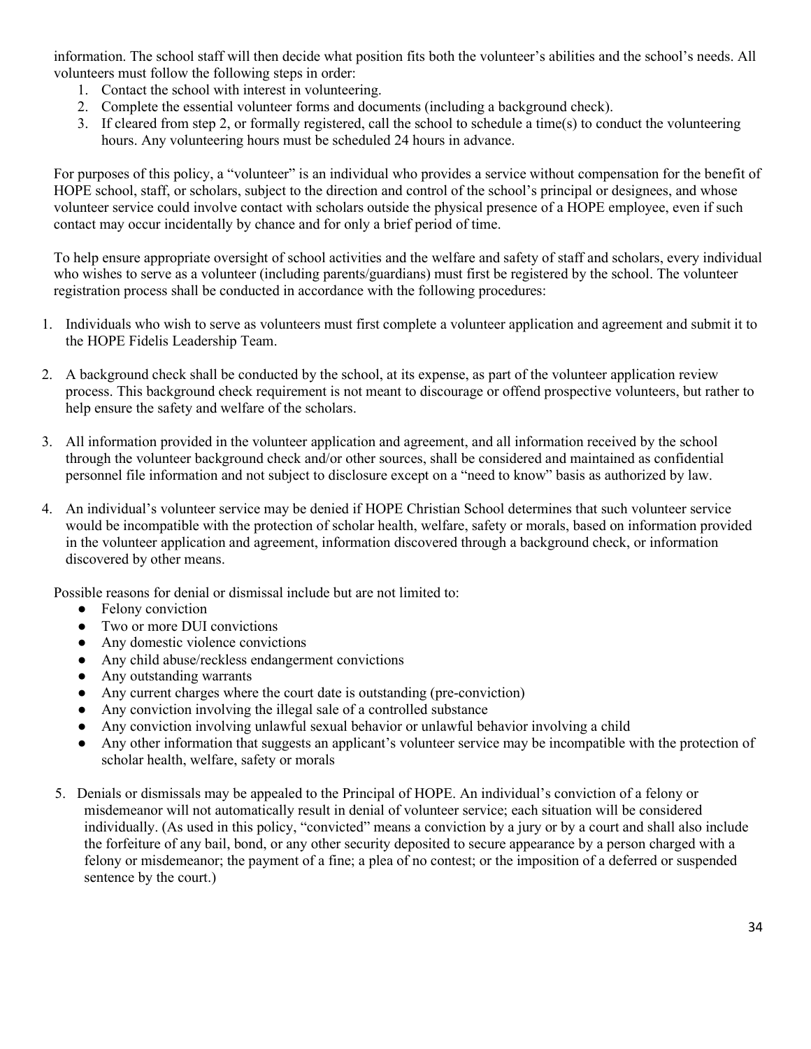information. The school staff will then decide what position fits both the volunteer's abilities and the school's needs. All volunteers must follow the following steps in order:

1. Contact the school with interest in volunteering.
2. Complete the essential volunteer forms and documents (including a background check).
3. If cleared from step 2, or formally registered, call the school to schedule a time(s) to conduct the volunteering hours. Any volunteering hours must be scheduled 24 hours in advance.

For purposes of this policy, a "volunteer" is an individual who provides a service without compensation for the benefit of HOPE school, staff, or scholars, subject to the direction and control of the school's principal or designees, and whose volunteer service could involve contact with scholars outside the physical presence of a HOPE employee, even if such contact may occur incidentally by chance and for only a brief period of time.

To help ensure appropriate oversight of school activities and the welfare and safety of staff and scholars, every individual who wishes to serve as a volunteer (including parents/guardians) must first be registered by the school. The volunteer registration process shall be conducted in accordance with the following procedures:

1. Individuals who wish to serve as volunteers must first complete a volunteer application and agreement and submit it to the HOPE Fidelis Leadership Team.

2. A background check shall be conducted by the school, at its expense, as part of the volunteer application review process. This background check requirement is not meant to discourage or offend prospective volunteers, but rather to help ensure the safety and welfare of the scholars.

3. All information provided in the volunteer application and agreement, and all information received by the school through the volunteer background check and/or other sources, shall be considered and maintained as confidential personnel file information and not subject to disclosure except on a "need to know" basis as authorized by law.

4. An individual's volunteer service may be denied if HOPE Christian School determines that such volunteer service would be incompatible with the protection of scholar health, welfare, safety or morals, based on information provided in the volunteer application and agreement, information discovered through a background check, or information discovered by other means.

   Possible reasons for denial or dismissal include but are not limited to:

   - Felony conviction
   - Two or more DUI convictions
   - Any domestic violence convictions
   - Any child abuse/reckless endangerment convictions
   - Any outstanding warrants
   - Any current charges where the court date is outstanding (pre-conviction)
   - Any conviction involving the illegal sale of a controlled substance
   - Any conviction involving unlawful sexual behavior or unlawful behavior involving a child
   - Any other information that suggests an applicant's volunteer service may be incompatible with the protection of scholar health, welfare, safety or morals

5. Denials or dismissals may be appealed to the Principal of HOPE. An individual's conviction of a felony or misdemeanor will not automatically result in denial of volunteer service; each situation will be considered individually. (As used in this policy, "convicted" means a conviction by a jury or by a court and shall also include the forfeiture of any bail, bond, or any other security deposited to secure appearance by a person charged with a felony or misdemeanor; the payment of a fine; a plea of no contest; or the imposition of a deferred or suspended sentence by the court.)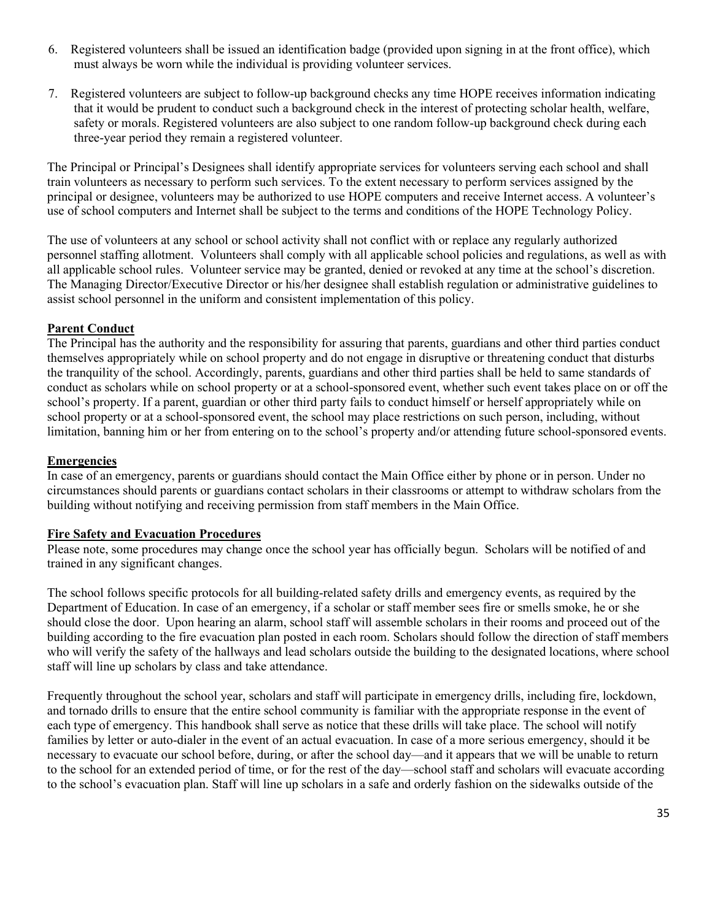6. Registered volunteers shall be issued an identification badge (provided upon signing in at the front office), which must always be worn while the individual is providing volunteer services.

7. Registered volunteers are subject to follow-up background checks any time HOPE receives information indicating that it would be prudent to conduct such a background check in the interest of protecting scholar health, welfare, safety or morals. Registered volunteers are also subject to one random follow-up background check during each three-year period they remain a registered volunteer.

The Principal or Principal's Designees shall identify appropriate services for volunteers serving each school and shall train volunteers as necessary to perform such services. To the extent necessary to perform services assigned by the principal or designee, volunteers may be authorized to use HOPE computers and receive Internet access. A volunteer's use of school computers and Internet shall be subject to the terms and conditions of the HOPE Technology Policy.

The use of volunteers at any school or school activity shall not conflict with or replace any regularly authorized personnel staffing allotment. Volunteers shall comply with all applicable school policies and regulations, as well as with all applicable school rules. Volunteer service may be granted, denied or revoked at any time at the school's discretion. The Managing Director/Executive Director or his/her designee shall establish regulation or administrative guidelines to assist school personnel in the uniform and consistent implementation of this policy.

**Parent Conduct**

The Principal has the authority and the responsibility for assuring that parents, guardians and other third parties conduct themselves appropriately while on school property and do not engage in disruptive or threatening conduct that disturbs the tranquility of the school. Accordingly, parents, guardians and other third parties shall be held to same standards of conduct as scholars while on school property or at a school-sponsored event, whether such event takes place on or off the school's property. If a parent, guardian or other third party fails to conduct himself or herself appropriately while on school property or at a school-sponsored event, the school may place restrictions on such person, including, without limitation, banning him or her from entering on to the school's property and/or attending future school-sponsored events.

**Emergencies**

In case of an emergency, parents or guardians should contact the Main Office either by phone or in person. Under no circumstances should parents or guardians contact scholars in their classrooms or attempt to withdraw scholars from the building without notifying and receiving permission from staff members in the Main Office.

**Fire Safety and Evacuation Procedures**

Please note, some procedures may change once the school year has officially begun. Scholars will be notified of and trained in any significant changes.

The school follows specific protocols for all building-related safety drills and emergency events, as required by the Department of Education. In case of an emergency, if a scholar or staff member sees fire or smells smoke, he or she should close the door. Upon hearing an alarm, school staff will assemble scholars in their rooms and proceed out of the building according to the fire evacuation plan posted in each room. Scholars should follow the direction of staff members who will verify the safety of the hallways and lead scholars outside the building to the designated locations, where school staff will line up scholars by class and take attendance.

Frequently throughout the school year, scholars and staff will participate in emergency drills, including fire, lockdown, and tornado drills to ensure that the entire school community is familiar with the appropriate response in the event of each type of emergency. This handbook shall serve as notice that these drills will take place. The school will notify families by letter or auto-dialer in the event of an actual evacuation. In case of a more serious emergency, should it be necessary to evacuate our school before, during, or after the school day—and it appears that we will be unable to return to the school for an extended period of time, or for the rest of the day—school staff and scholars will evacuate according to the school's evacuation plan. Staff will line up scholars in a safe and orderly fashion on the sidewalks outside of the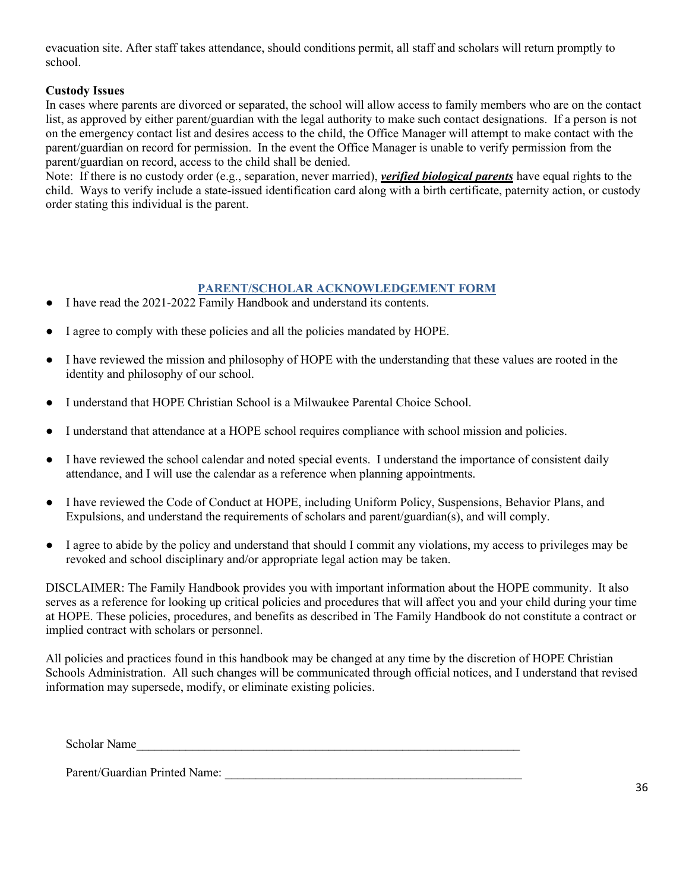evacuation site. After staff takes attendance, should conditions permit, all staff and scholars will return promptly to school.

**Custody Issues**

In cases where parents are divorced or separated, the school will allow access to family members who are on the contact list, as approved by either parent/guardian with the legal authority to make such contact designations. If a person is not on the emergency contact list and desires access to the child, the Office Manager will attempt to make contact with the parent/guardian on record for permission. In the event the Office Manager is unable to verify permission from the parent/guardian on record, access to the child shall be denied.

Note: If there is no custody order (e.g., separation, never married), ***verified biological parents*** have equal rights to the child. Ways to verify include a state-issued identification card along with a birth certificate, paternity action, or custody order stating this individual is the parent.

## PARENT/SCHOLAR ACKNOWLEDGEMENT FORM

- I have read the 2021-2022 Family Handbook and understand its contents.
- I agree to comply with these policies and all the policies mandated by HOPE.
- I have reviewed the mission and philosophy of HOPE with the understanding that these values are rooted in the identity and philosophy of our school.
- I understand that HOPE Christian School is a Milwaukee Parental Choice School.
- I understand that attendance at a HOPE school requires compliance with school mission and policies.
- I have reviewed the school calendar and noted special events. I understand the importance of consistent daily attendance, and I will use the calendar as a reference when planning appointments.
- I have reviewed the Code of Conduct at HOPE, including Uniform Policy, Suspensions, Behavior Plans, and Expulsions, and understand the requirements of scholars and parent/guardian(s), and will comply.
- I agree to abide by the policy and understand that should I commit any violations, my access to privileges may be revoked and school disciplinary and/or appropriate legal action may be taken.

DISCLAIMER: The Family Handbook provides you with important information about the HOPE community. It also serves as a reference for looking up critical policies and procedures that will affect you and your child during your time at HOPE. These policies, procedures, and benefits as described in The Family Handbook do not constitute a contract or implied contract with scholars or personnel.

All policies and practices found in this handbook may be changed at any time by the discretion of HOPE Christian Schools Administration. All such changes will be communicated through official notices, and I understand that revised information may supersede, modify, or eliminate existing policies.

Scholar Name_________________________________________________________________

Parent/Guardian Printed Name: _____________________________________________________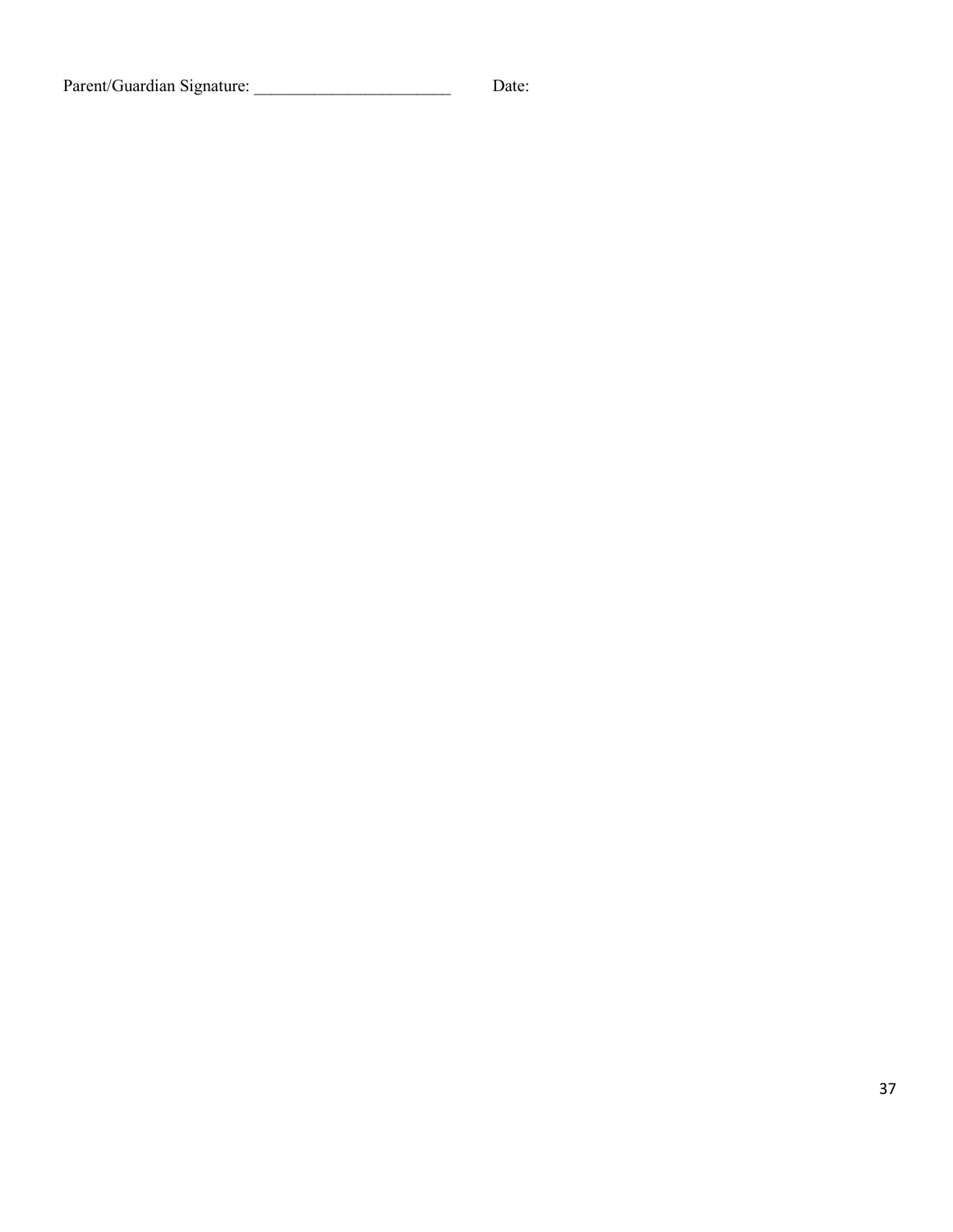Parent/Guardian Signature: _______________________ Date: